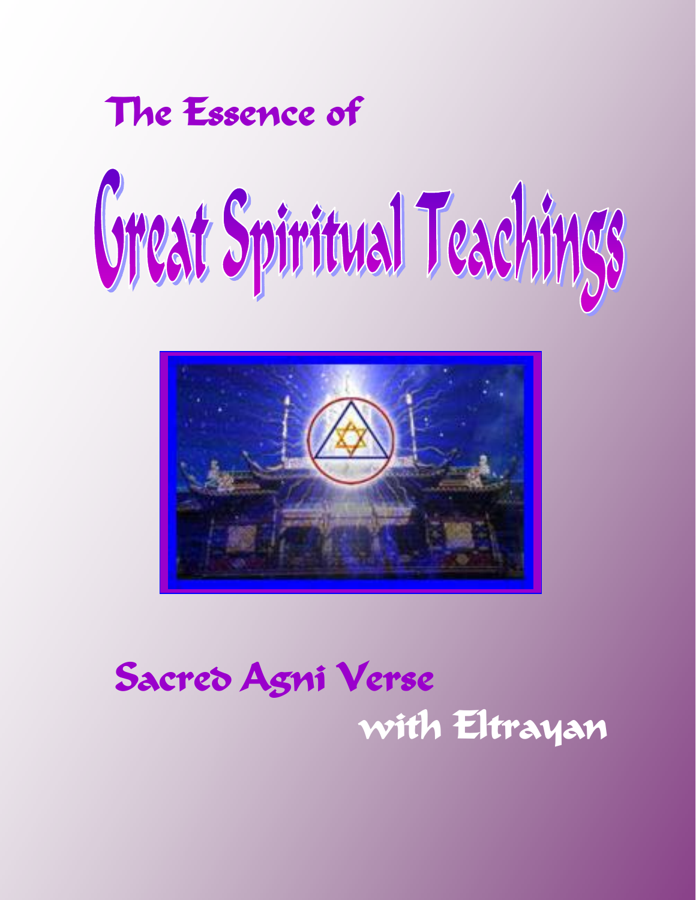# The Essence of

# Great Spiritual Teachings

## Sacred Agni Verse

## with Eltrayan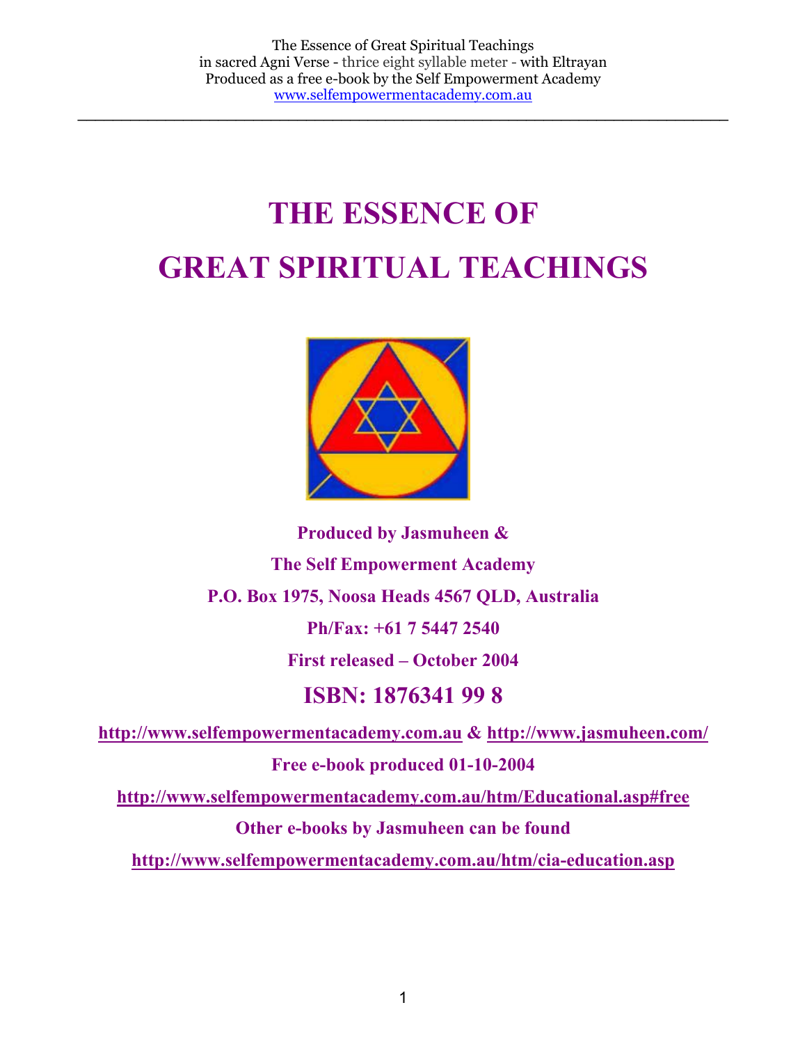# THE ESSENCE OF

# GREAT SPIRITUAL TEACHINGS

**Produced by Jasmuheen &**

**The Self Empowerment Academy**

**P.O. Box 1975, Noosa Heads 4567 QLD, Australia**

**Ph/Fax: +61 7 5447 2540**

**First released – October 2004**

## ISBN: 1876341 99 8

**http://www.selfempowermentacademy.com.au & http://www.jasmuheen.com/**

**Free e-book produced 01-10-2004**

**http://www.selfempowermentacademy.com.au/htm/Educational.asp#free**

**Other e-books by Jasmuheen can be found**

**http://www.selfempowermentacademy.com.au/htm/cia-education.asp**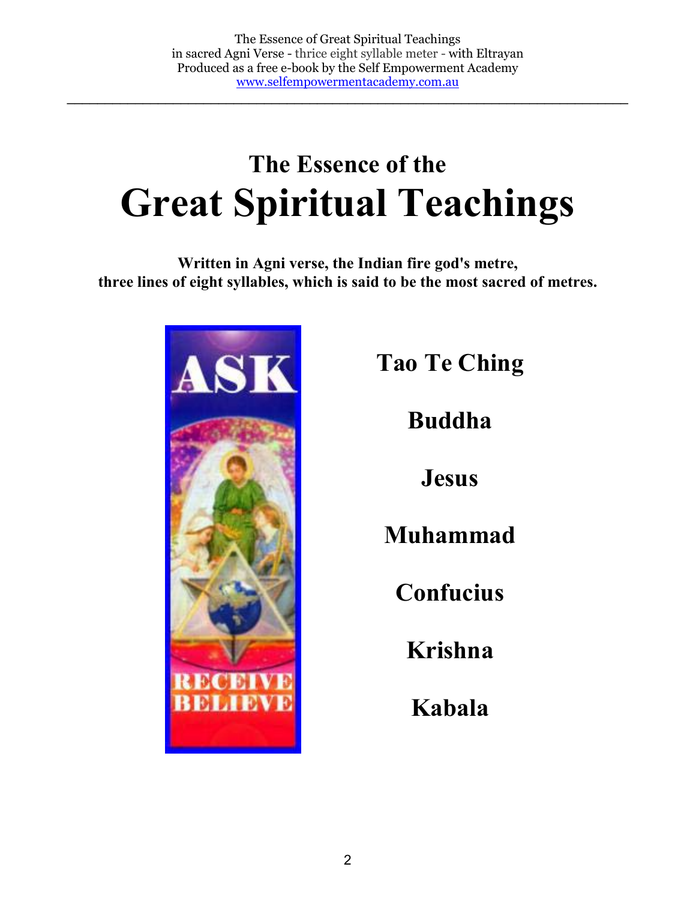# The Essence of the
# Great Spiritual Teachings

**Written in Agni verse, the Indian fire god's metre,
three lines of eight syllables, which is said to be the most sacred of metres.**

## Tao Te Ching

## Buddha

## Jesus

## Muhammad

## Confucius

## Krishna

## Kabala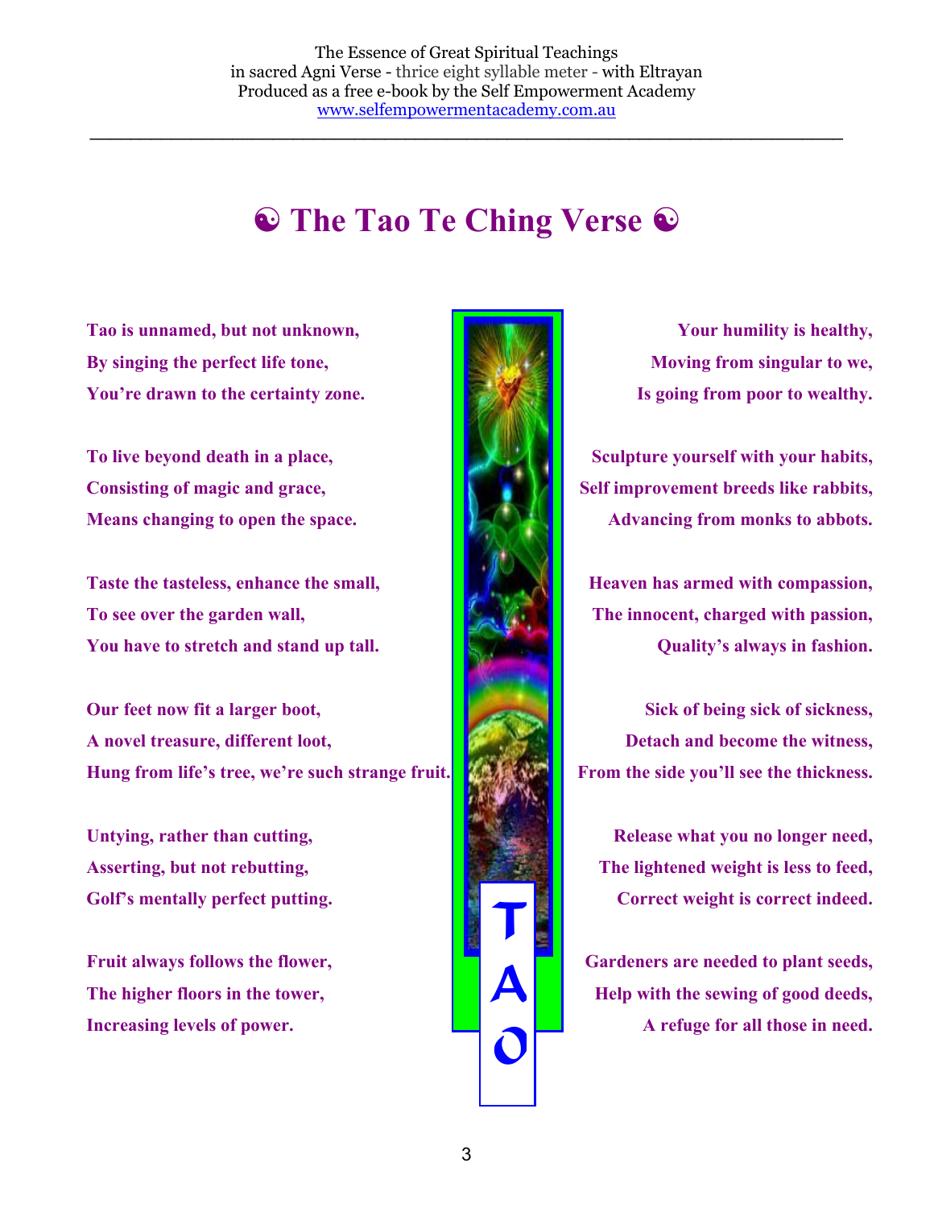# ☯ The Tao Te Ching Verse ☯

**Tao is unnamed, but not unknown,**
**By singing the perfect life tone,**
**You're drawn to the certainty zone.**

**To live beyond death in a place,**
**Consisting of magic and grace,**
**Means changing to open the space.**

**Taste the tasteless, enhance the small,**
**To see over the garden wall,**
**You have to stretch and stand up tall.**

**Our feet now fit a larger boot,**
**A novel treasure, different loot,**
**Hung from life's tree, we're such strange fruit.**

**Untying, rather than cutting,**
**Asserting, but not rebutting,**
**Golf's mentally perfect putting.**

**Fruit always follows the flower,**
**The higher floors in the tower,**
**Increasing levels of power.**

**Your humility is healthy,**
**Moving from singular to we,**
**Is going from poor to wealthy.**

**Sculpture yourself with your habits,**
**Self improvement breeds like rabbits,**
**Advancing from monks to abbots.**

**Heaven has armed with compassion,**
**The innocent, charged with passion,**
**Quality's always in fashion.**

**Sick of being sick of sickness,**
**Detach and become the witness,**
**From the side you'll see the thickness.**

**Release what you no longer need,**
**The lightened weight is less to feed,**
**Correct weight is correct indeed.**

**Gardeners are needed to plant seeds,**
**Help with the sewing of good deeds,**
**A refuge for all those in need.**

TAO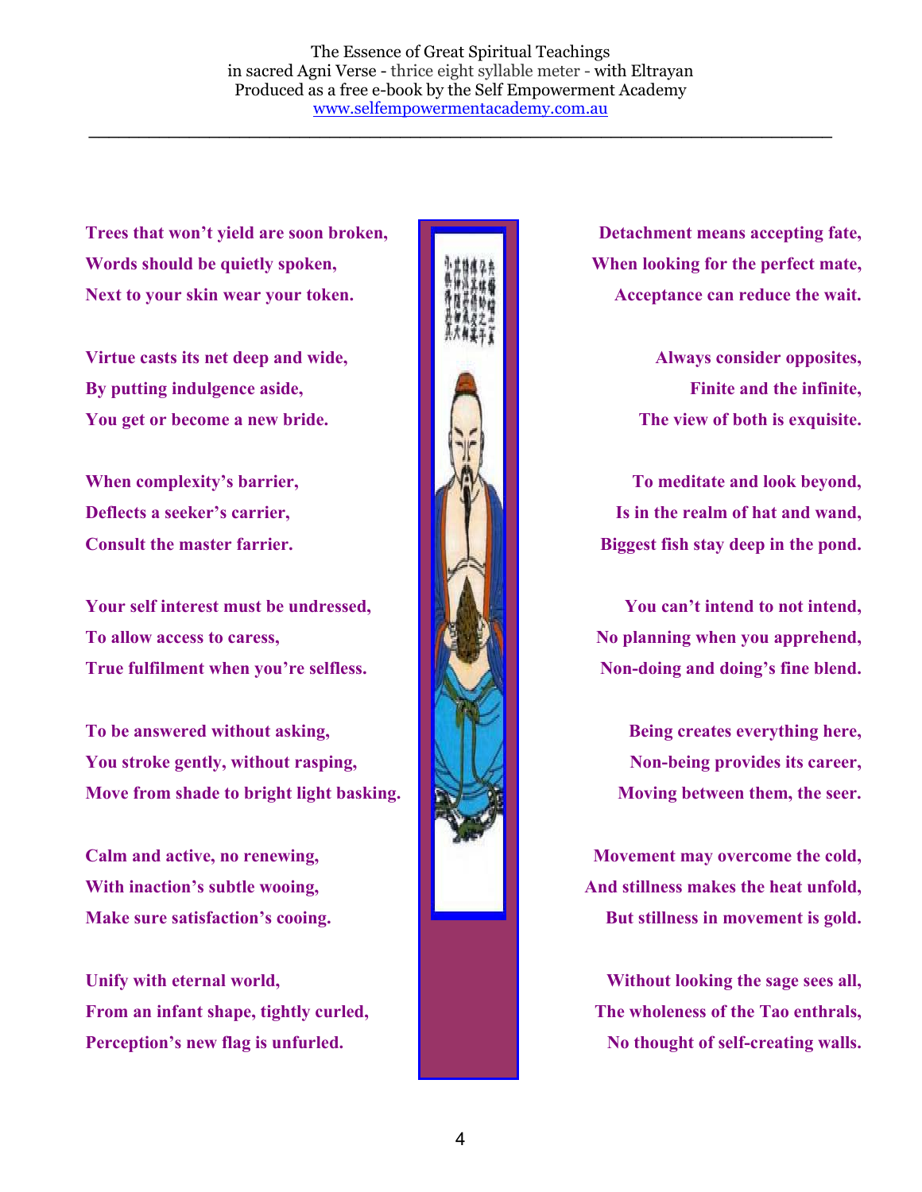**Trees that won't yield are soon broken,**
**Words should be quietly spoken,**
**Next to your skin wear your token.**

**Virtue casts its net deep and wide,**
**By putting indulgence aside,**
**You get or become a new bride.**

**When complexity's barrier,**
**Deflects a seeker's carrier,**
**Consult the master farrier.**

**Your self interest must be undressed,**
**To allow access to caress,**
**True fulfilment when you're selfless.**

**To be answered without asking,**
**You stroke gently, without rasping,**
**Move from shade to bright light basking.**

**Calm and active, no renewing,**
**With inaction's subtle wooing,**
**Make sure satisfaction's cooing.**

**Unify with eternal world,**
**From an infant shape, tightly curled,**
**Perception's new flag is unfurled.**

**Detachment means accepting fate,**
**When looking for the perfect mate,**
**Acceptance can reduce the wait.**

**Always consider opposites,**
**Finite and the infinite,**
**The view of both is exquisite.**

**To meditate and look beyond,**
**Is in the realm of hat and wand,**
**Biggest fish stay deep in the pond.**

**You can't intend to not intend,**
**No planning when you apprehend,**
**Non-doing and doing's fine blend.**

**Being creates everything here,**
**Non-being provides its career,**
**Moving between them, the seer.**

**Movement may overcome the cold,**
**And stillness makes the heat unfold,**
**But stillness in movement is gold.**

**Without looking the sage sees all,**
**The wholeness of the Tao enthrals,**
**No thought of self-creating walls.**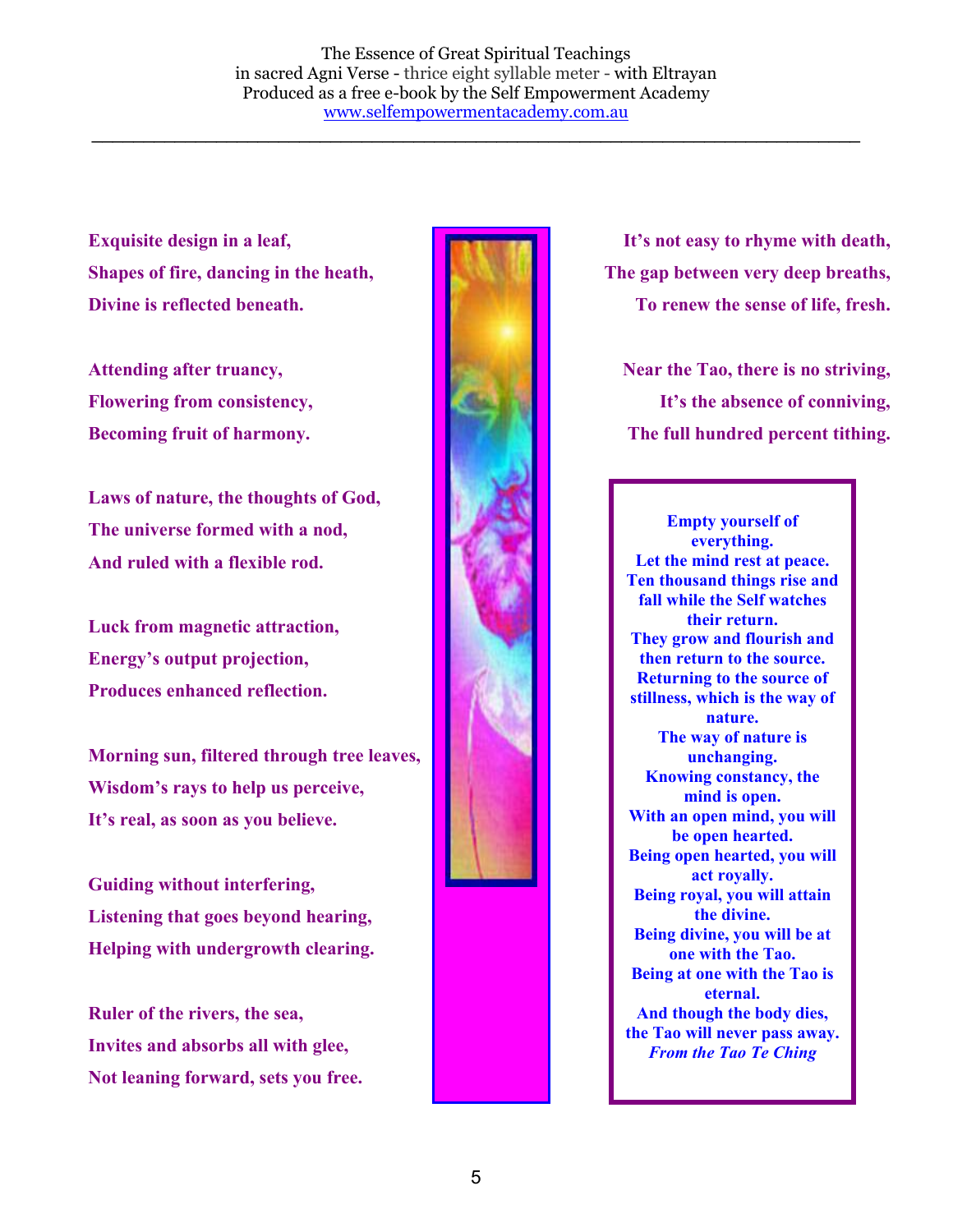**Exquisite design in a leaf,**
**Shapes of fire, dancing in the heath,**
**Divine is reflected beneath.**

**Attending after truancy,**
**Flowering from consistency,**
**Becoming fruit of harmony.**

**Laws of nature, the thoughts of God,**
**The universe formed with a nod,**
**And ruled with a flexible rod.**

**Luck from magnetic attraction,**
**Energy's output projection,**
**Produces enhanced reflection.**

**Morning sun, filtered through tree leaves,**
**Wisdom's rays to help us perceive,**
**It's real, as soon as you believe.**

**Guiding without interfering,**
**Listening that goes beyond hearing,**
**Helping with undergrowth clearing.**

**Ruler of the rivers, the sea,**
**Invites and absorbs all with glee,**
**Not leaning forward, sets you free.**

**It's not easy to rhyme with death,**
**The gap between very deep breaths,**
**To renew the sense of life, fresh.**

**Near the Tao, there is no striving,**
**It's the absence of conniving,**
**The full hundred percent tithing.**

**Empty yourself of everything.**
**Let the mind rest at peace.**
**Ten thousand things rise and fall while the Self watches their return.**
**They grow and flourish and then return to the source.**
**Returning to the source of stillness, which is the way of nature.**
**The way of nature is unchanging.**
**Knowing constancy, the mind is open.**
**With an open mind, you will be open hearted.**
**Being open hearted, you will act royally.**
**Being royal, you will attain the divine.**
**Being divine, you will be at one with the Tao.**
**Being at one with the Tao is eternal.**
**And though the body dies, the Tao will never pass away.**
***From the Tao Te Ching***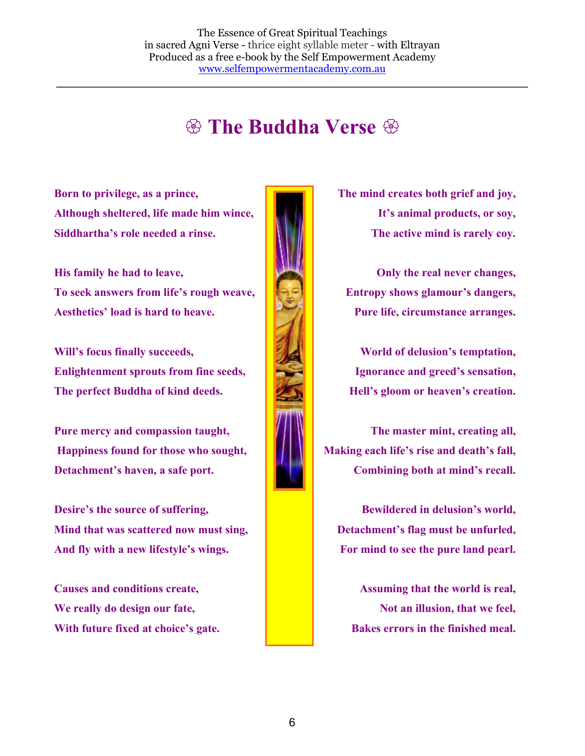# ❀ The Buddha Verse ❀

**Born to privilege, as a prince,**
**Although sheltered, life made him wince,**
**Siddhartha's role needed a rinse.**

**His family he had to leave,**
**To seek answers from life's rough weave,**
**Aesthetics' load is hard to heave.**

**Will's focus finally succeeds,**
**Enlightenment sprouts from fine seeds,**
**The perfect Buddha of kind deeds.**

**Pure mercy and compassion taught,**
**Happiness found for those who sought,**
**Detachment's haven, a safe port.**

**Desire's the source of suffering,**
**Mind that was scattered now must sing,**
**And fly with a new lifestyle's wings.**

**Causes and conditions create,**
**We really do design our fate,**
**With future fixed at choice's gate.**

**The mind creates both grief and joy,**
**It's animal products, or soy,**
**The active mind is rarely coy.**

**Only the real never changes,**
**Entropy shows glamour's dangers,**
**Pure life, circumstance arranges.**

**World of delusion's temptation,**
**Ignorance and greed's sensation,**
**Hell's gloom or heaven's creation.**

**The master mint, creating all,**
**Making each life's rise and death's fall,**
**Combining both at mind's recall.**

**Bewildered in delusion's world,**
**Detachment's flag must be unfurled,**
**For mind to see the pure land pearl.**

**Assuming that the world is real,**
**Not an illusion, that we feel,**
**Bakes errors in the finished meal.**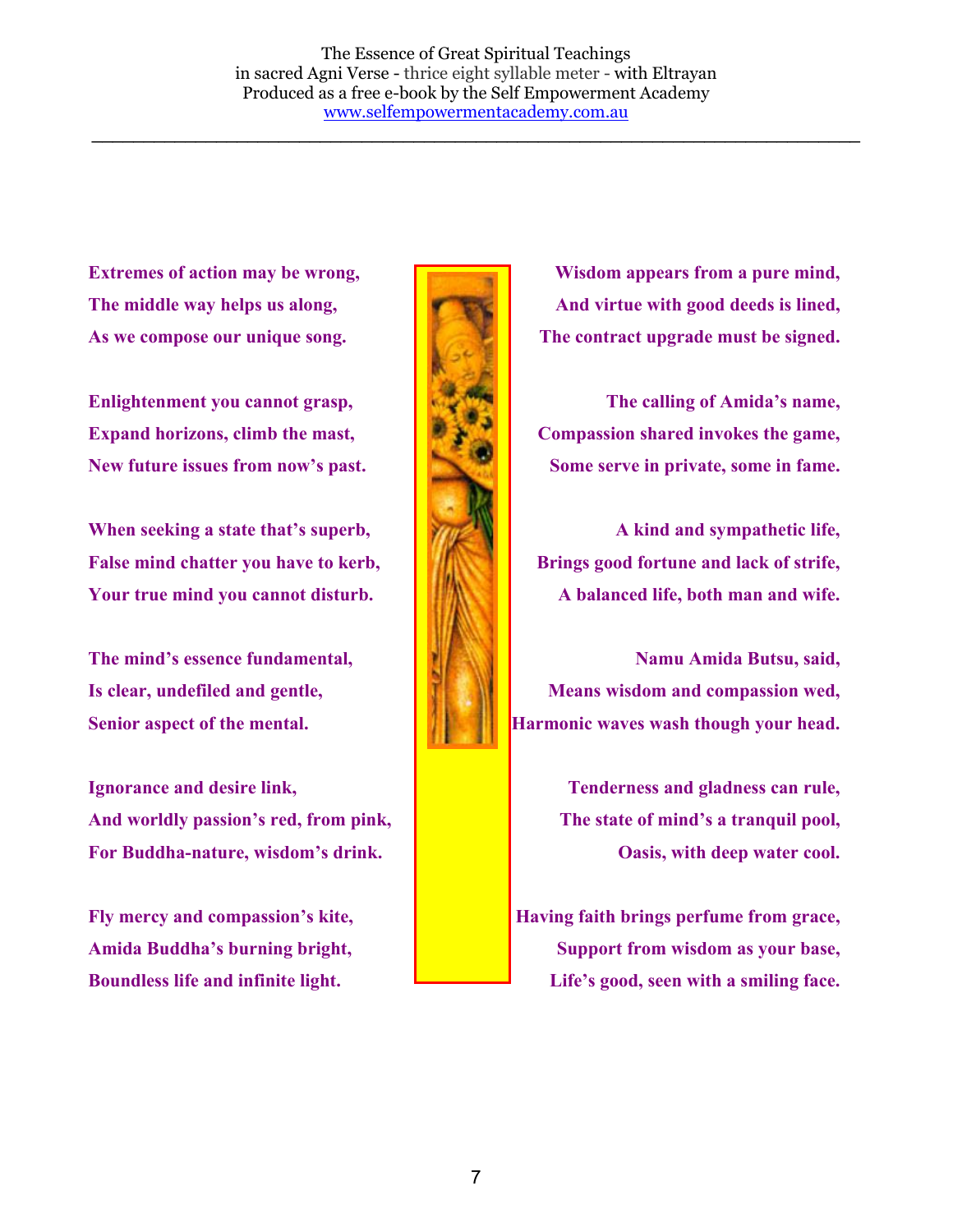**Extremes of action may be wrong,**
**The middle way helps us along,**
**As we compose our unique song.**

**Enlightenment you cannot grasp,**
**Expand horizons, climb the mast,**
**New future issues from now's past.**

**When seeking a state that's superb,**
**False mind chatter you have to kerb,**
**Your true mind you cannot disturb.**

**The mind's essence fundamental,**
**Is clear, undefiled and gentle,**
**Senior aspect of the mental.**

**Ignorance and desire link,**
**And worldly passion's red, from pink,**
**For Buddha-nature, wisdom's drink.**

**Fly mercy and compassion's kite,**
**Amida Buddha's burning bright,**
**Boundless life and infinite light.**

**Wisdom appears from a pure mind,**
**And virtue with good deeds is lined,**
**The contract upgrade must be signed.**

**The calling of Amida's name,**
**Compassion shared invokes the game,**
**Some serve in private, some in fame.**

**A kind and sympathetic life,**
**Brings good fortune and lack of strife,**
**A balanced life, both man and wife.**

**Namu Amida Butsu, said,**
**Means wisdom and compassion wed,**
**Harmonic waves wash though your head.**

**Tenderness and gladness can rule,**
**The state of mind's a tranquil pool,**
**Oasis, with deep water cool.**

**Having faith brings perfume from grace,**
**Support from wisdom as your base,**
**Life's good, seen with a smiling face.**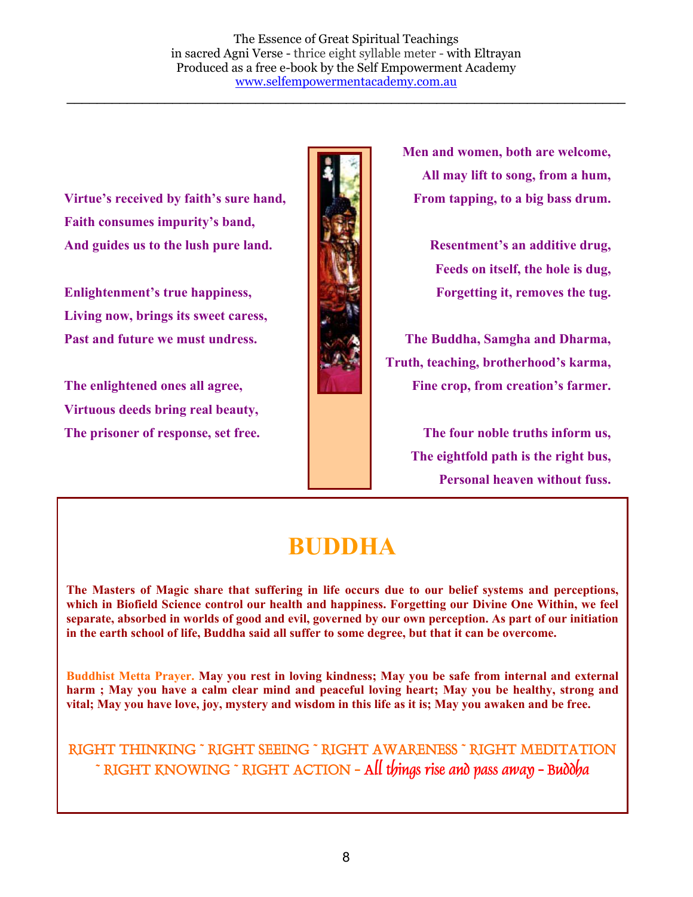**Virtue's received by faith's sure hand,**
**Faith consumes impurity's band,**
**And guides us to the lush pure land.**

**Enlightenment's true happiness,**
**Living now, brings its sweet caress,**
**Past and future we must undress.**

**The enlightened ones all agree,**
**Virtuous deeds bring real beauty,**
**The prisoner of response, set free.**

**Men and women, both are welcome,**
**All may lift to song, from a hum,**
**From tapping, to a big bass drum.**

**Resentment's an additive drug,**
**Feeds on itself, the hole is dug,**
**Forgetting it, removes the tug.**

**The Buddha, Samgha and Dharma,**
**Truth, teaching, brotherhood's karma,**
**Fine crop, from creation's farmer.**

**The four noble truths inform us,**
**The eightfold path is the right bus,**
**Personal heaven without fuss.**

# BUDDHA

**The Masters of Magic share that suffering in life occurs due to our belief systems and perceptions, which in Biofield Science control our health and happiness. Forgetting our Divine One Within, we feel separate, absorbed in worlds of good and evil, governed by our own perception. As part of our initiation in the earth school of life, Buddha said all suffer to some degree, but that it can be overcome.**

**Buddhist Metta Prayer. May you rest in loving kindness; May you be safe from internal and external harm ; May you have a calm clear mind and peaceful loving heart; May you be healthy, strong and vital; May you have love, joy, mystery and wisdom in this life as it is; May you awaken and be free.**

RIGHT THINKING ~ RIGHT SEEING ~ RIGHT AWARENESS ~ RIGHT MEDITATION ~ RIGHT KNOWING ~ RIGHT ACTION - *All things rise and pass away - Buddha*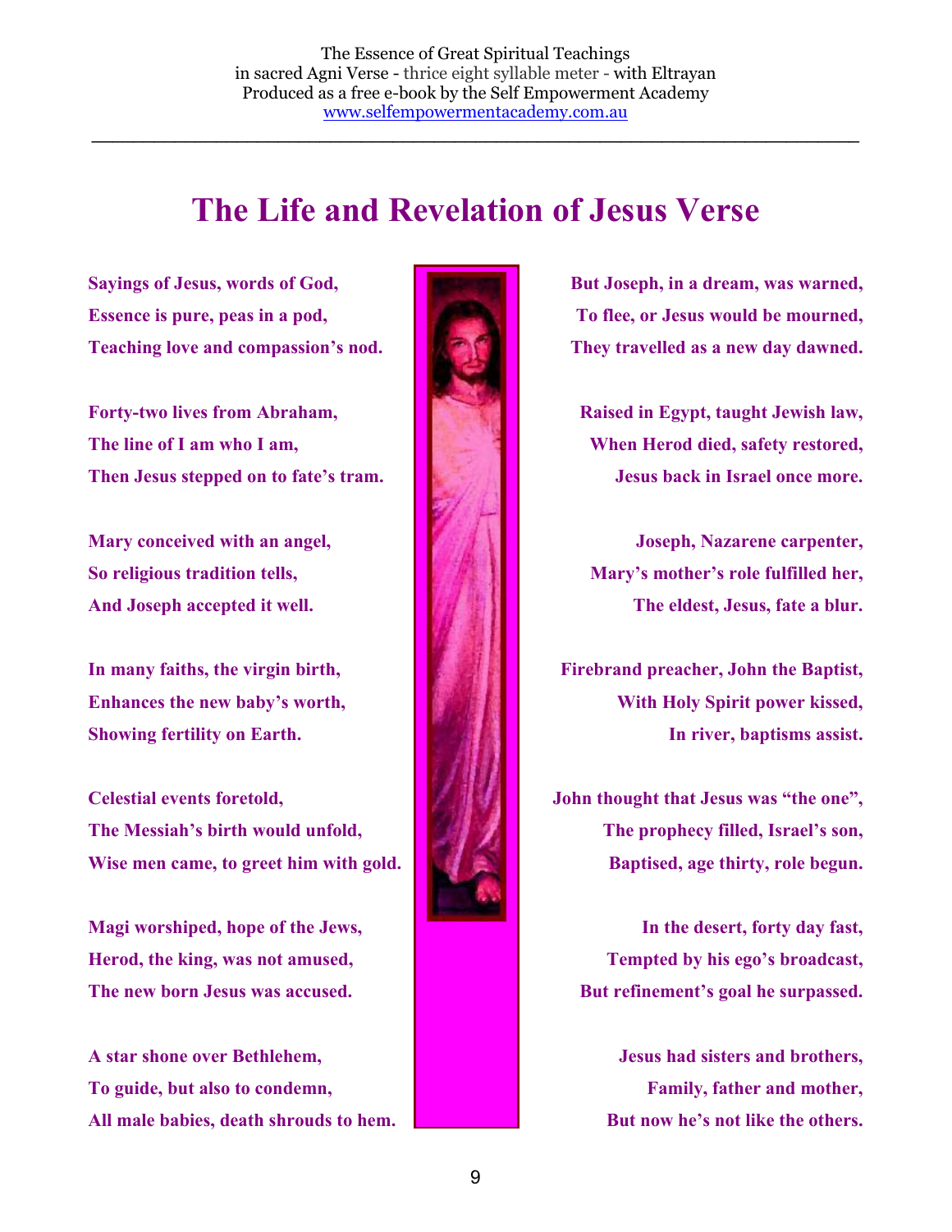# The Life and Revelation of Jesus Verse

**Sayings of Jesus, words of God,**
**Essence is pure, peas in a pod,**
**Teaching love and compassion's nod.**

**Forty-two lives from Abraham,**
**The line of I am who I am,**
**Then Jesus stepped on to fate's tram.**

**Mary conceived with an angel,**
**So religious tradition tells,**
**And Joseph accepted it well.**

**In many faiths, the virgin birth,**
**Enhances the new baby's worth,**
**Showing fertility on Earth.**

**Celestial events foretold,**
**The Messiah's birth would unfold,**
**Wise men came, to greet him with gold.**

**Magi worshiped, hope of the Jews,**
**Herod, the king, was not amused,**
**The new born Jesus was accused.**

**A star shone over Bethlehem,**
**To guide, but also to condemn,**
**All male babies, death shrouds to hem.**

**But Joseph, in a dream, was warned,**
**To flee, or Jesus would be mourned,**
**They travelled as a new day dawned.**

**Raised in Egypt, taught Jewish law,**
**When Herod died, safety restored,**
**Jesus back in Israel once more.**

**Joseph, Nazarene carpenter,**
**Mary's mother's role fulfilled her,**
**The eldest, Jesus, fate a blur.**

**Firebrand preacher, John the Baptist,**
**With Holy Spirit power kissed,**
**In river, baptisms assist.**

**John thought that Jesus was "the one",**
**The prophecy filled, Israel's son,**
**Baptised, age thirty, role begun.**

**In the desert, forty day fast,**
**Tempted by his ego's broadcast,**
**But refinement's goal he surpassed.**

**Jesus had sisters and brothers,**
**Family, father and mother,**
**But now he's not like the others.**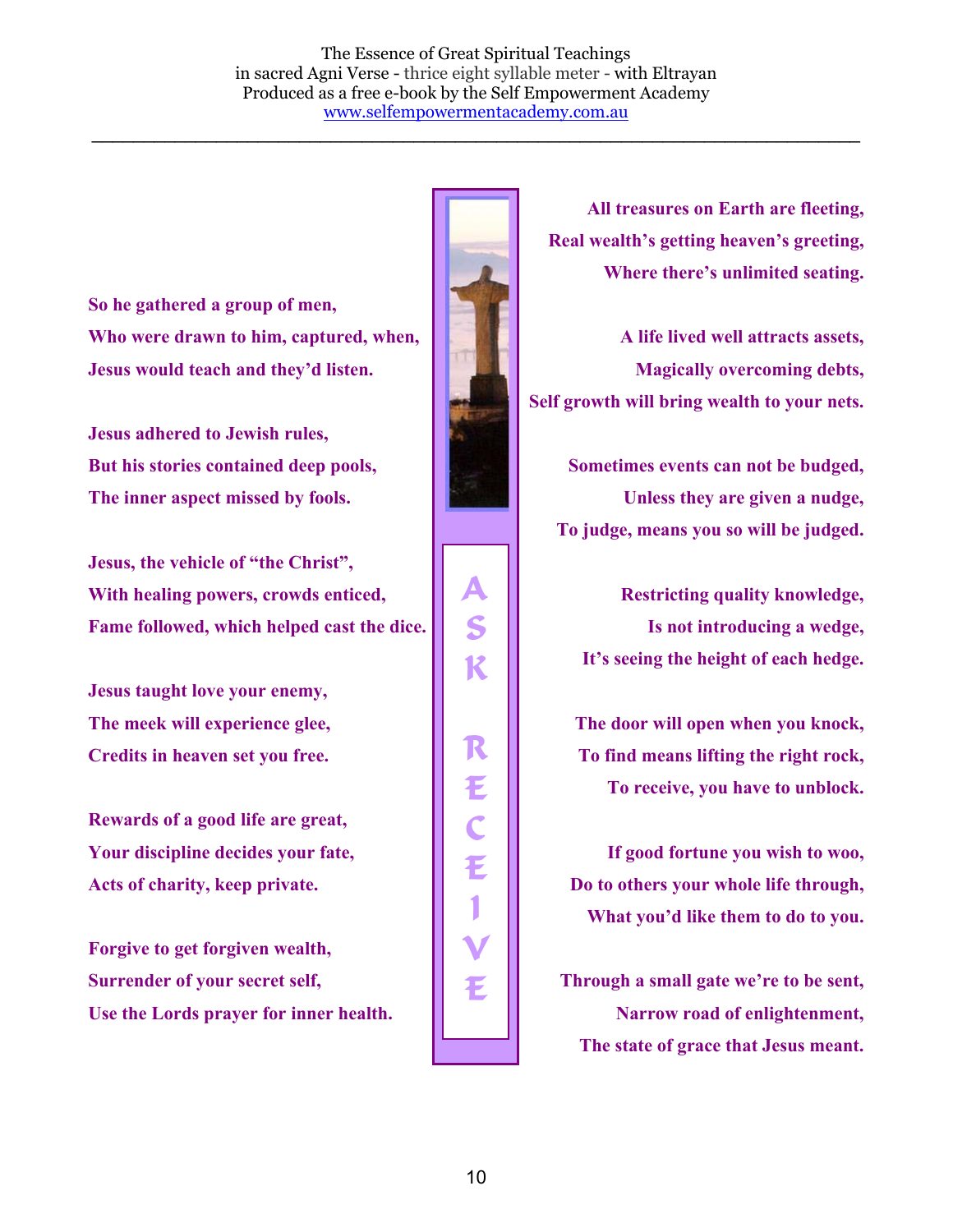**So he gathered a group of men,**
**Who were drawn to him, captured, when,**
**Jesus would teach and they'd listen.**

**Jesus adhered to Jewish rules,**
**But his stories contained deep pools,**
**The inner aspect missed by fools.**

**Jesus, the vehicle of "the Christ",**
**With healing powers, crowds enticed,**
**Fame followed, which helped cast the dice.**

**Jesus taught love your enemy,**
**The meek will experience glee,**
**Credits in heaven set you free.**

**Rewards of a good life are great,**
**Your discipline decides your fate,**
**Acts of charity, keep private.**

**Forgive to get forgiven wealth,**
**Surrender of your secret self,**
**Use the Lords prayer for inner health.**

ASK RECEIVE

**All treasures on Earth are fleeting,**
**Real wealth's getting heaven's greeting,**
**Where there's unlimited seating.**

**A life lived well attracts assets,**
**Magically overcoming debts,**
**Self growth will bring wealth to your nets.**

**Sometimes events can not be budged,**
**Unless they are given a nudge,**
**To judge, means you so will be judged.**

**Restricting quality knowledge,**
**Is not introducing a wedge,**
**It's seeing the height of each hedge.**

**The door will open when you knock,**
**To find means lifting the right rock,**
**To receive, you have to unblock.**

**If good fortune you wish to woo,**
**Do to others your whole life through,**
**What you'd like them to do to you.**

**Through a small gate we're to be sent,**
**Narrow road of enlightenment,**
**The state of grace that Jesus meant.**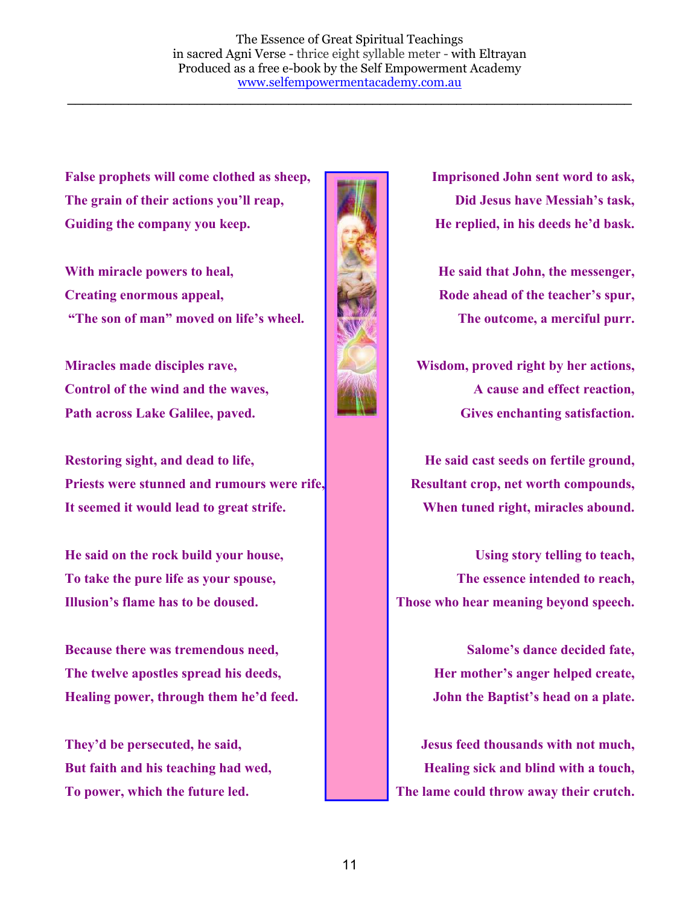**False prophets will come clothed as sheep,**
**The grain of their actions you'll reap,**
**Guiding the company you keep.**

**With miracle powers to heal,**
**Creating enormous appeal,**
**"The son of man" moved on life's wheel.**

**Miracles made disciples rave,**
**Control of the wind and the waves,**
**Path across Lake Galilee, paved.**

**Restoring sight, and dead to life,**
**Priests were stunned and rumours were rife,**
**It seemed it would lead to great strife.**

**He said on the rock build your house,**
**To take the pure life as your spouse,**
**Illusion's flame has to be doused.**

**Because there was tremendous need,**
**The twelve apostles spread his deeds,**
**Healing power, through them he'd feed.**

**They'd be persecuted, he said,**
**But faith and his teaching had wed,**
**To power, which the future led.**

**Imprisoned John sent word to ask,**
**Did Jesus have Messiah's task,**
**He replied, in his deeds he'd bask.**

**He said that John, the messenger,**
**Rode ahead of the teacher's spur,**
**The outcome, a merciful purr.**

**Wisdom, proved right by her actions,**
**A cause and effect reaction,**
**Gives enchanting satisfaction.**

**He said cast seeds on fertile ground,**
**Resultant crop, net worth compounds,**
**When tuned right, miracles abound.**

**Using story telling to teach,**
**The essence intended to reach,**
**Those who hear meaning beyond speech.**

**Salome's dance decided fate,**
**Her mother's anger helped create,**
**John the Baptist's head on a plate.**

**Jesus feed thousands with not much,**
**Healing sick and blind with a touch,**
**The lame could throw away their crutch.**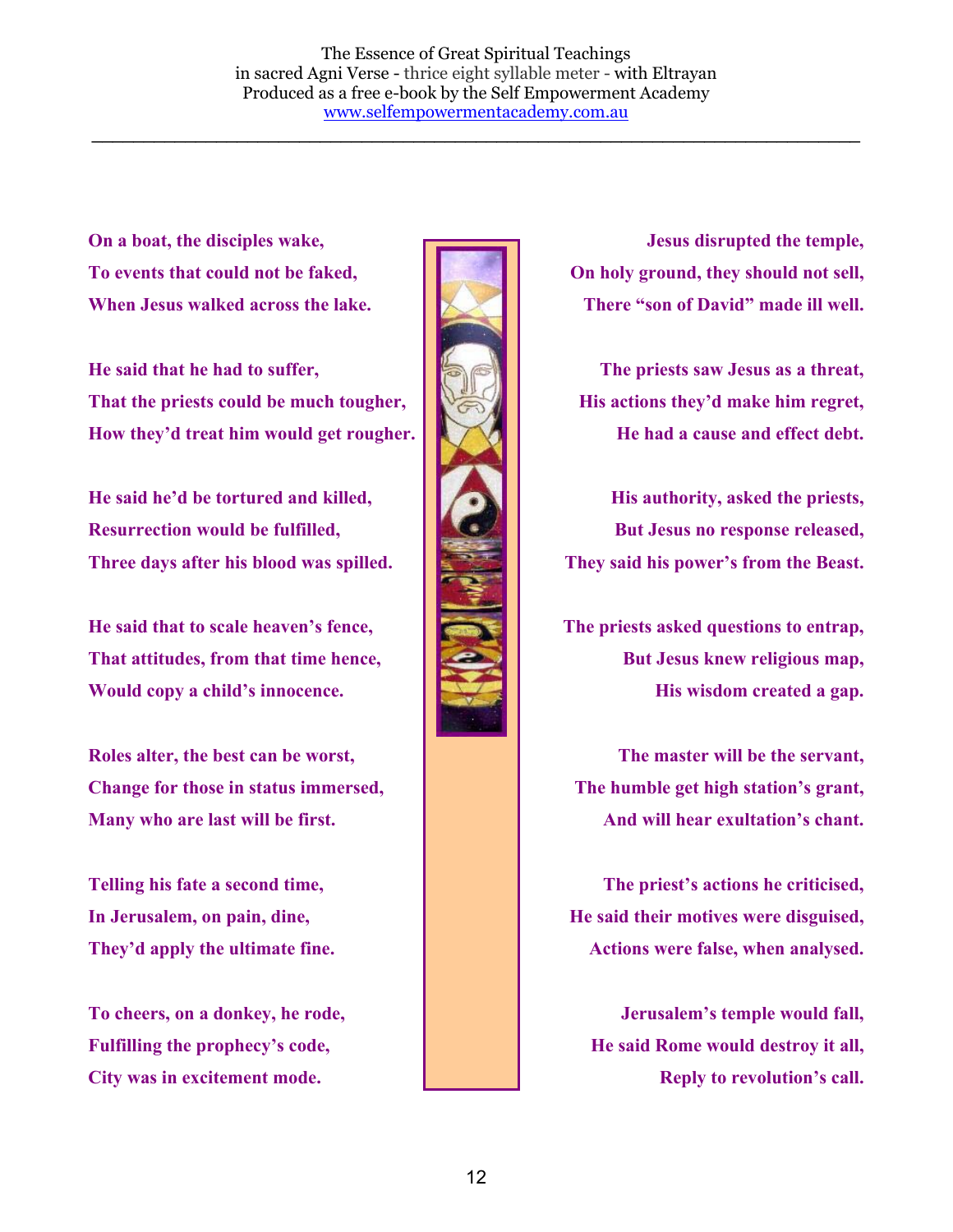**On a boat, the disciples wake,**
**To events that could not be faked,**
**When Jesus walked across the lake.**

**He said that he had to suffer,**
**That the priests could be much tougher,**
**How they'd treat him would get rougher.**

**He said he'd be tortured and killed,**
**Resurrection would be fulfilled,**
**Three days after his blood was spilled.**

**He said that to scale heaven's fence,**
**That attitudes, from that time hence,**
**Would copy a child's innocence.**

**Roles alter, the best can be worst,**
**Change for those in status immersed,**
**Many who are last will be first.**

**Telling his fate a second time,**
**In Jerusalem, on pain, dine,**
**They'd apply the ultimate fine.**

**To cheers, on a donkey, he rode,**
**Fulfilling the prophecy's code,**
**City was in excitement mode.**

**Jesus disrupted the temple,**
**On holy ground, they should not sell,**
**There "son of David" made ill well.**

**The priests saw Jesus as a threat,**
**His actions they'd make him regret,**
**He had a cause and effect debt.**

**His authority, asked the priests,**
**But Jesus no response released,**
**They said his power's from the Beast.**

**The priests asked questions to entrap,**
**But Jesus knew religious map,**
**His wisdom created a gap.**

**The master will be the servant,**
**The humble get high station's grant,**
**And will hear exultation's chant.**

**The priest's actions he criticised,**
**He said their motives were disguised,**
**Actions were false, when analysed.**

**Jerusalem's temple would fall,**
**He said Rome would destroy it all,**
**Reply to revolution's call.**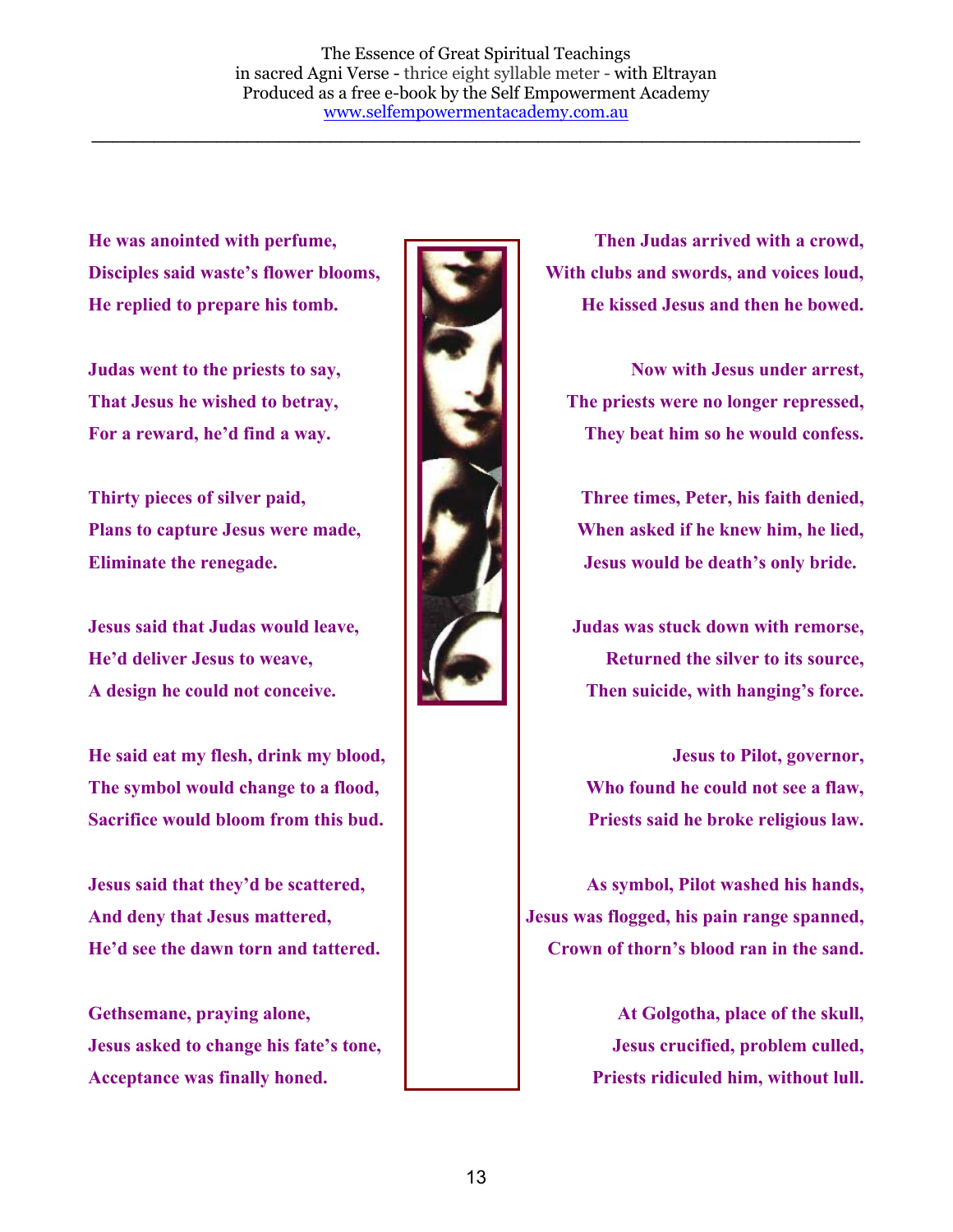**He was anointed with perfume,**
**Disciples said waste's flower blooms,**
**He replied to prepare his tomb.**

**Judas went to the priests to say,**
**That Jesus he wished to betray,**
**For a reward, he'd find a way.**

**Thirty pieces of silver paid,**
**Plans to capture Jesus were made,**
**Eliminate the renegade.**

**Jesus said that Judas would leave,**
**He'd deliver Jesus to weave,**
**A design he could not conceive.**

**He said eat my flesh, drink my blood,**
**The symbol would change to a flood,**
**Sacrifice would bloom from this bud.**

**Jesus said that they'd be scattered,**
**And deny that Jesus mattered,**
**He'd see the dawn torn and tattered.**

**Gethsemane, praying alone,**
**Jesus asked to change his fate's tone,**
**Acceptance was finally honed.**

**Then Judas arrived with a crowd,**
**With clubs and swords, and voices loud,**
**He kissed Jesus and then he bowed.**

**Now with Jesus under arrest,**
**The priests were no longer repressed,**
**They beat him so he would confess.**

**Three times, Peter, his faith denied,**
**When asked if he knew him, he lied,**
**Jesus would be death's only bride.**

**Judas was stuck down with remorse,**
**Returned the silver to its source,**
**Then suicide, with hanging's force.**

**Jesus to Pilot, governor,**
**Who found he could not see a flaw,**
**Priests said he broke religious law.**

**As symbol, Pilot washed his hands,**
**Jesus was flogged, his pain range spanned,**
**Crown of thorn's blood ran in the sand.**

**At Golgotha, place of the skull,**
**Jesus crucified, problem culled,**
**Priests ridiculed him, without lull.**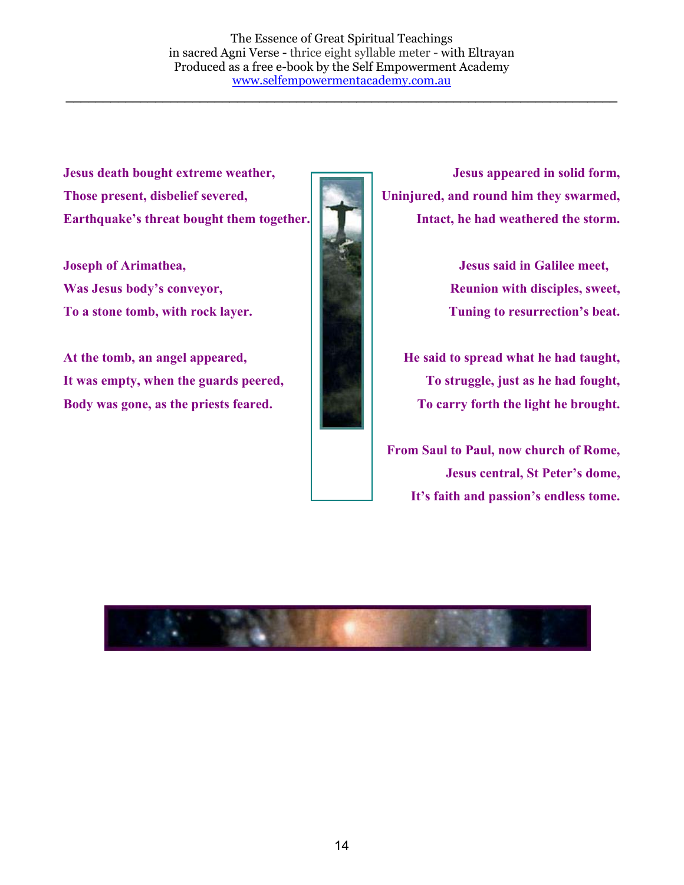**Jesus death bought extreme weather,**
**Those present, disbelief severed,**
**Earthquake's threat bought them together.**

**Joseph of Arimathea,**
**Was Jesus body's conveyor,**
**To a stone tomb, with rock layer.**

**At the tomb, an angel appeared,**
**It was empty, when the guards peered,**
**Body was gone, as the priests feared.**

**Jesus appeared in solid form,**
**Uninjured, and round him they swarmed,**
**Intact, he had weathered the storm.**

**Jesus said in Galilee meet,**
**Reunion with disciples, sweet,**
**Tuning to resurrection's beat.**

**He said to spread what he had taught,**
**To struggle, just as he had fought,**
**To carry forth the light he brought.**

**From Saul to Paul, now church of Rome,**
**Jesus central, St Peter's dome,**
**It's faith and passion's endless tome.**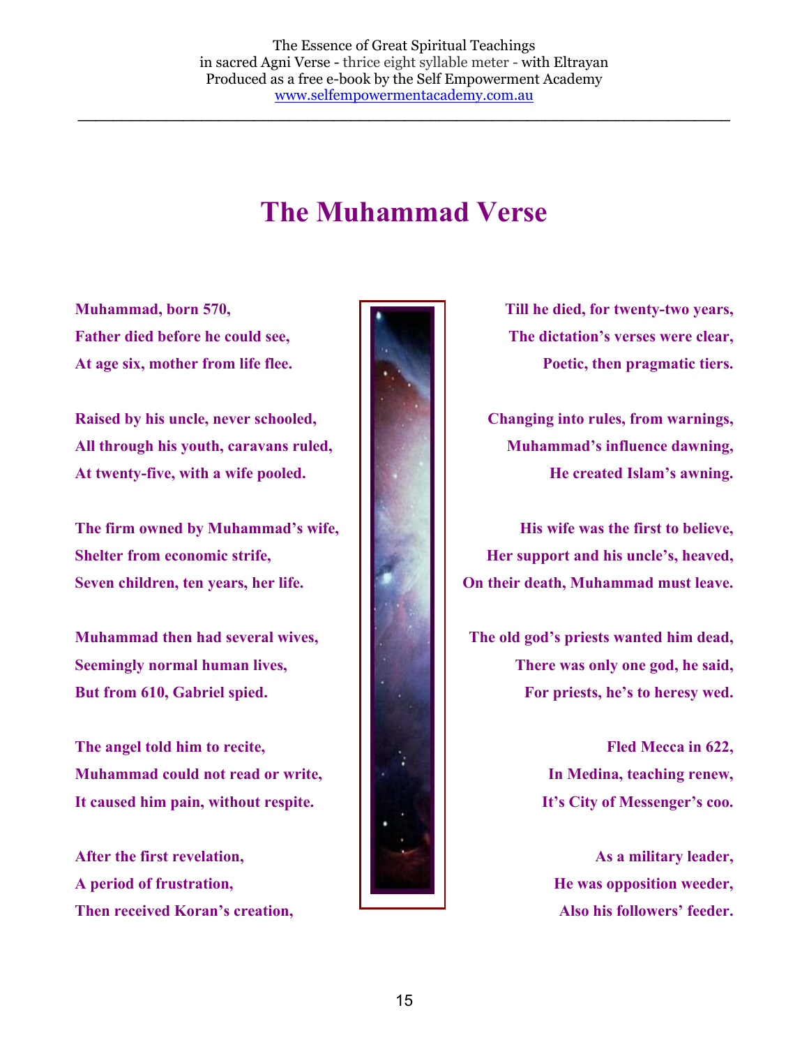# The Muhammad Verse

**Muhammad, born 570,**
**Father died before he could see,**
**At age six, mother from life flee.**

**Raised by his uncle, never schooled,**
**All through his youth, caravans ruled,**
**At twenty-five, with a wife pooled.**

**The firm owned by Muhammad's wife,**
**Shelter from economic strife,**
**Seven children, ten years, her life.**

**Muhammad then had several wives,**
**Seemingly normal human lives,**
**But from 610, Gabriel spied.**

**The angel told him to recite,**
**Muhammad could not read or write,**
**It caused him pain, without respite.**

**After the first revelation,**
**A period of frustration,**
**Then received Koran's creation,**

**Till he died, for twenty-two years,**
**The dictation's verses were clear,**
**Poetic, then pragmatic tiers.**

**Changing into rules, from warnings,**
**Muhammad's influence dawning,**
**He created Islam's awning.**

**His wife was the first to believe,**
**Her support and his uncle's, heaved,**
**On their death, Muhammad must leave.**

**The old god's priests wanted him dead,**
**There was only one god, he said,**
**For priests, he's to heresy wed.**

**Fled Mecca in 622,**
**In Medina, teaching renew,**
**It's City of Messenger's coo.**

**As a military leader,**
**He was opposition weeder,**
**Also his followers' feeder.**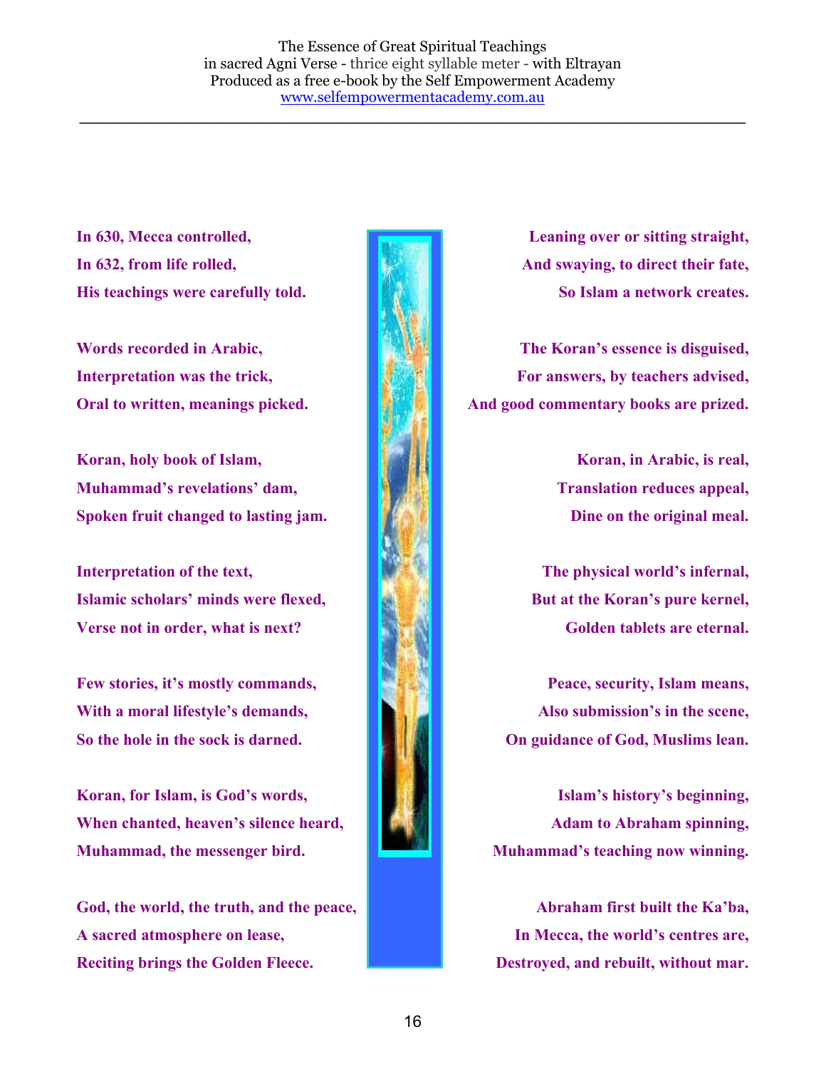**In 630, Mecca controlled,**
**In 632, from life rolled,**
**His teachings were carefully told.**

**Words recorded in Arabic,**
**Interpretation was the trick,**
**Oral to written, meanings picked.**

**Koran, holy book of Islam,**
**Muhammad's revelations' dam,**
**Spoken fruit changed to lasting jam.**

**Interpretation of the text,**
**Islamic scholars' minds were flexed,**
**Verse not in order, what is next?**

**Few stories, it's mostly commands,**
**With a moral lifestyle's demands,**
**So the hole in the sock is darned.**

**Koran, for Islam, is God's words,**
**When chanted, heaven's silence heard,**
**Muhammad, the messenger bird.**

**God, the world, the truth, and the peace,**
**A sacred atmosphere on lease,**
**Reciting brings the Golden Fleece.**

**Leaning over or sitting straight,**
**And swaying, to direct their fate,**
**So Islam a network creates.**

**The Koran's essence is disguised,**
**For answers, by teachers advised,**
**And good commentary books are prized.**

**Koran, in Arabic, is real,**
**Translation reduces appeal,**
**Dine on the original meal.**

**The physical world's infernal,**
**But at the Koran's pure kernel,**
**Golden tablets are eternal.**

**Peace, security, Islam means,**
**Also submission's in the scene,**
**On guidance of God, Muslims lean.**

**Islam's history's beginning,**
**Adam to Abraham spinning,**
**Muhammad's teaching now winning.**

**Abraham first built the Ka'ba,**
**In Mecca, the world's centres are,**
**Destroyed, and rebuilt, without mar.**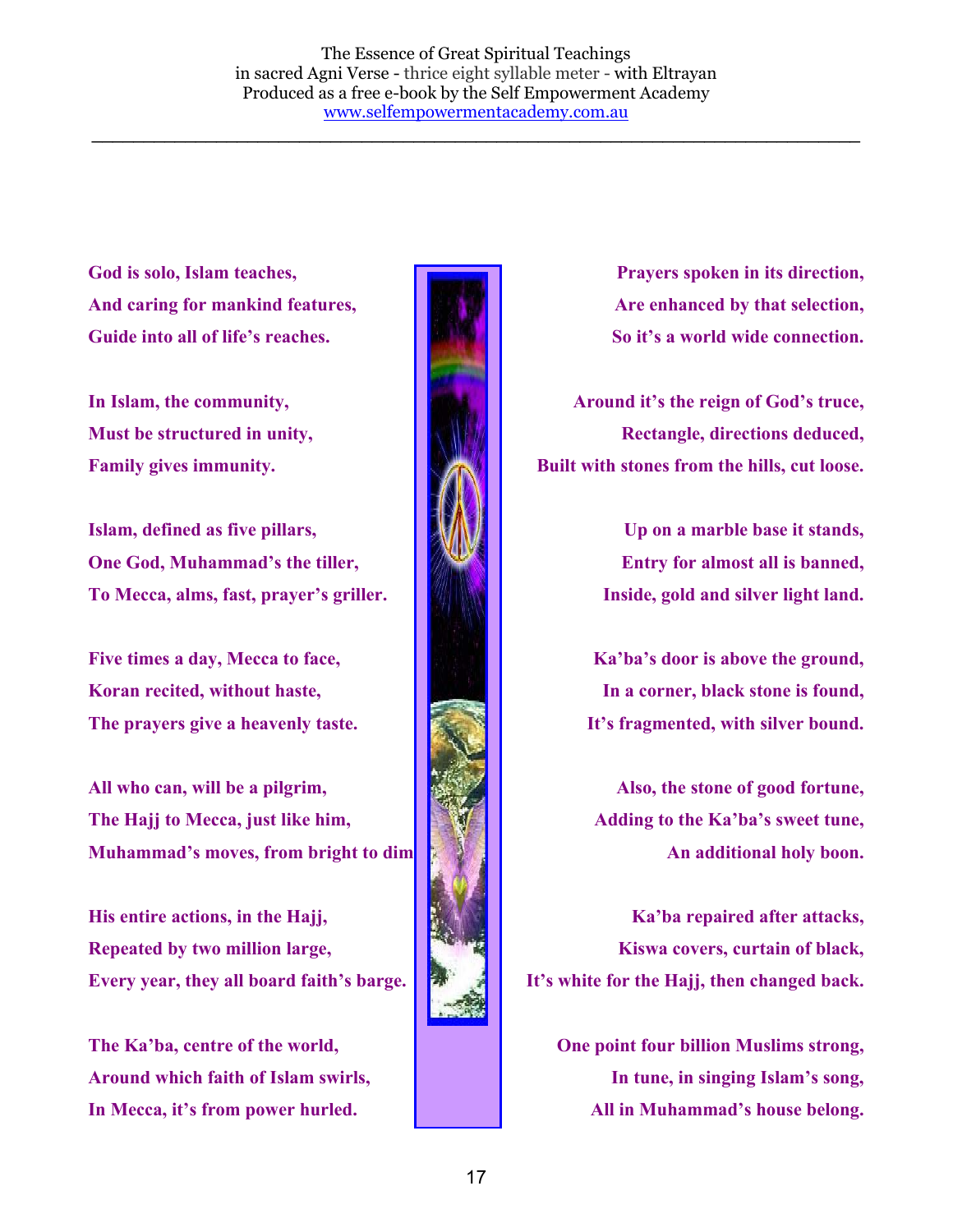**God is solo, Islam teaches,**
**And caring for mankind features,**
**Guide into all of life's reaches.**

**In Islam, the community,**
**Must be structured in unity,**
**Family gives immunity.**

**Islam, defined as five pillars,**
**One God, Muhammad's the tiller,**
**To Mecca, alms, fast, prayer's griller.**

**Five times a day, Mecca to face,**
**Koran recited, without haste,**
**The prayers give a heavenly taste.**

**All who can, will be a pilgrim,**
**The Hajj to Mecca, just like him,**
**Muhammad's moves, from bright to dim**

**His entire actions, in the Hajj,**
**Repeated by two million large,**
**Every year, they all board faith's barge.**

**The Ka'ba, centre of the world,**
**Around which faith of Islam swirls,**
**In Mecca, it's from power hurled.**

**Prayers spoken in its direction,**
**Are enhanced by that selection,**
**So it's a world wide connection.**

**Around it's the reign of God's truce,**
**Rectangle, directions deduced,**
**Built with stones from the hills, cut loose.**

**Up on a marble base it stands,**
**Entry for almost all is banned,**
**Inside, gold and silver light land.**

**Ka'ba's door is above the ground,**
**In a corner, black stone is found,**
**It's fragmented, with silver bound.**

**Also, the stone of good fortune,**
**Adding to the Ka'ba's sweet tune,**
**An additional holy boon.**

**Ka'ba repaired after attacks,**
**Kiswa covers, curtain of black,**
**It's white for the Hajj, then changed back.**

**One point four billion Muslims strong,**
**In tune, in singing Islam's song,**
**All in Muhammad's house belong.**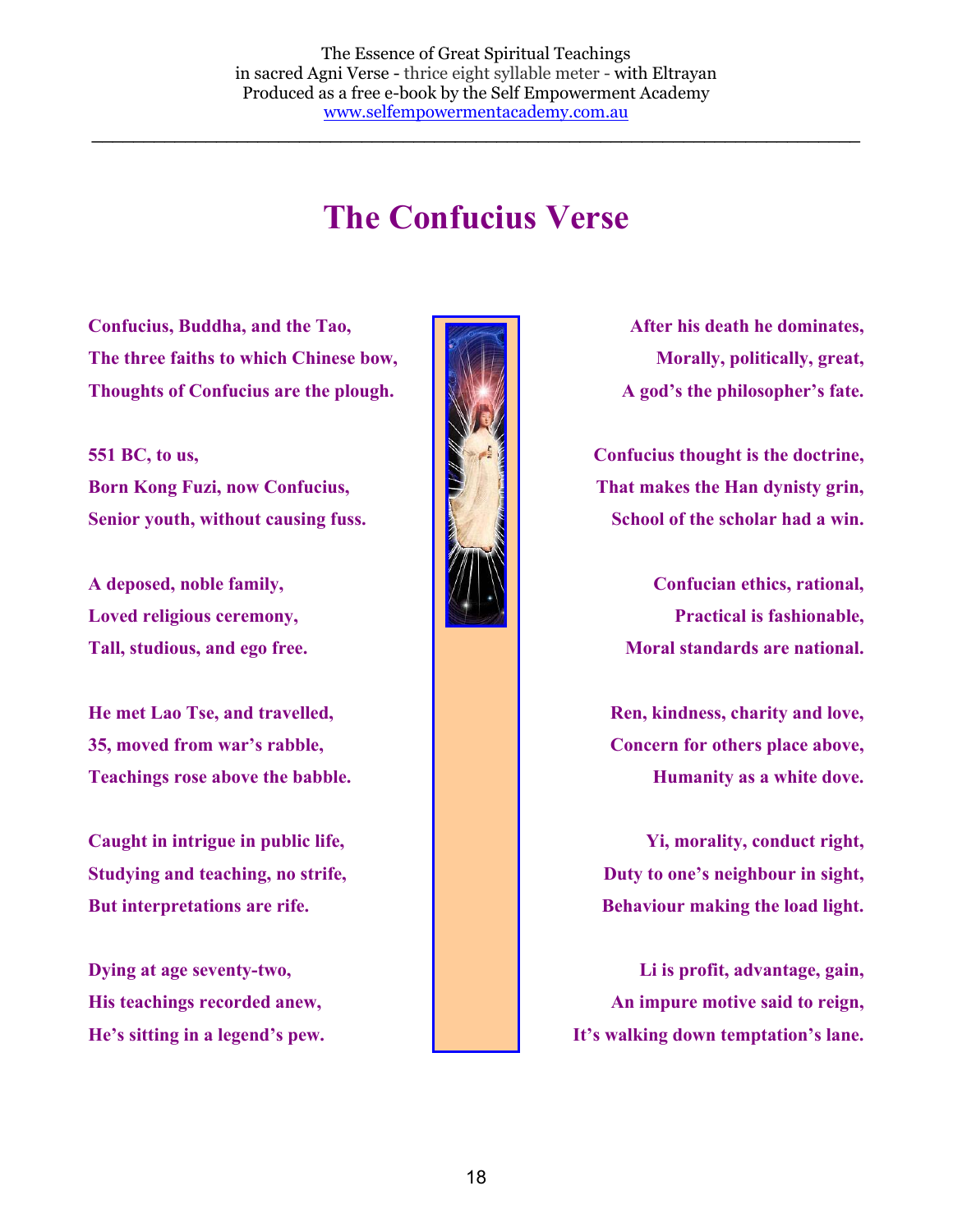# The Confucius Verse

**Confucius, Buddha, and the Tao,**
**The three faiths to which Chinese bow,**
**Thoughts of Confucius are the plough.**

**551 BC, to us,**
**Born Kong Fuzi, now Confucius,**
**Senior youth, without causing fuss.**

**A deposed, noble family,**
**Loved religious ceremony,**
**Tall, studious, and ego free.**

**He met Lao Tse, and travelled,**
**35, moved from war's rabble,**
**Teachings rose above the babble.**

**Caught in intrigue in public life,**
**Studying and teaching, no strife,**
**But interpretations are rife.**

**Dying at age seventy-two,**
**His teachings recorded anew,**
**He's sitting in a legend's pew.**

**After his death he dominates,**
**Morally, politically, great,**
**A god's the philosopher's fate.**

**Confucius thought is the doctrine,**
**That makes the Han dynisty grin,**
**School of the scholar had a win.**

**Confucian ethics, rational,**
**Practical is fashionable,**
**Moral standards are national.**

**Ren, kindness, charity and love,**
**Concern for others place above,**
**Humanity as a white dove.**

**Yi, morality, conduct right,**
**Duty to one's neighbour in sight,**
**Behaviour making the load light.**

**Li is profit, advantage, gain,**
**An impure motive said to reign,**
**It's walking down temptation's lane.**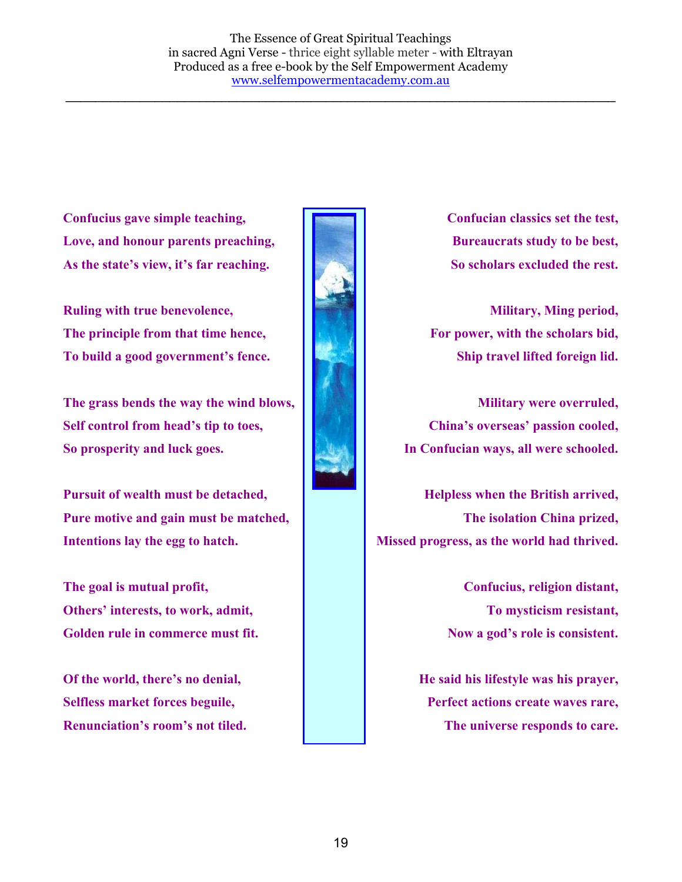**Confucius gave simple teaching,**
**Love, and honour parents preaching,**
**As the state's view, it's far reaching.**

**Ruling with true benevolence,**
**The principle from that time hence,**
**To build a good government's fence.**

**The grass bends the way the wind blows,**
**Self control from head's tip to toes,**
**So prosperity and luck goes.**

**Pursuit of wealth must be detached,**
**Pure motive and gain must be matched,**
**Intentions lay the egg to hatch.**

**The goal is mutual profit,**
**Others' interests, to work, admit,**
**Golden rule in commerce must fit.**

**Of the world, there's no denial,**
**Selfless market forces beguile,**
**Renunciation's room's not tiled.**

**Confucian classics set the test,**
**Bureaucrats study to be best,**
**So scholars excluded the rest.**

**Military, Ming period,**
**For power, with the scholars bid,**
**Ship travel lifted foreign lid.**

**Military were overruled,**
**China's overseas' passion cooled,**
**In Confucian ways, all were schooled.**

**Helpless when the British arrived,**
**The isolation China prized,**
**Missed progress, as the world had thrived.**

**Confucius, religion distant,**
**To mysticism resistant,**
**Now a god's role is consistent.**

**He said his lifestyle was his prayer,**
**Perfect actions create waves rare,**
**The universe responds to care.**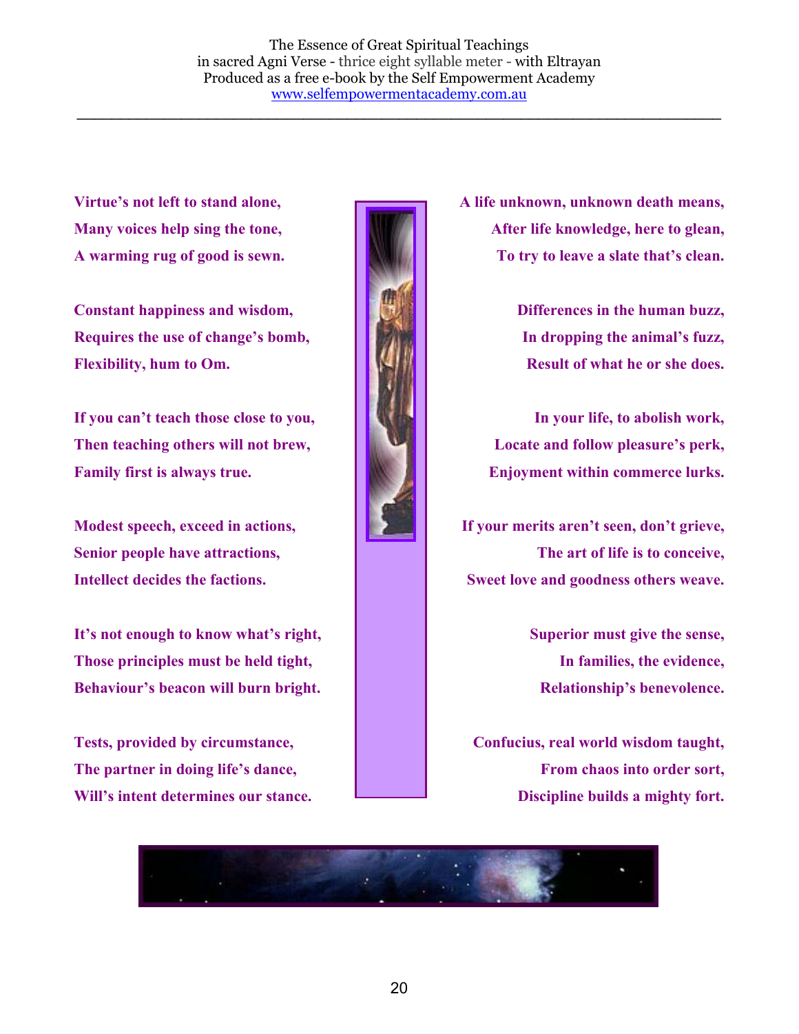**Virtue's not left to stand alone,**
**Many voices help sing the tone,**
**A warming rug of good is sewn.**

**Constant happiness and wisdom,**
**Requires the use of change's bomb,**
**Flexibility, hum to Om.**

**If you can't teach those close to you,**
**Then teaching others will not brew,**
**Family first is always true.**

**Modest speech, exceed in actions,**
**Senior people have attractions,**
**Intellect decides the factions.**

**It's not enough to know what's right,**
**Those principles must be held tight,**
**Behaviour's beacon will burn bright.**

**Tests, provided by circumstance,**
**The partner in doing life's dance,**
**Will's intent determines our stance.**

**A life unknown, unknown death means,**
**After life knowledge, here to glean,**
**To try to leave a slate that's clean.**

**Differences in the human buzz,**
**In dropping the animal's fuzz,**
**Result of what he or she does.**

**In your life, to abolish work,**
**Locate and follow pleasure's perk,**
**Enjoyment within commerce lurks.**

**If your merits aren't seen, don't grieve,**
**The art of life is to conceive,**
**Sweet love and goodness others weave.**

**Superior must give the sense,**
**In families, the evidence,**
**Relationship's benevolence.**

**Confucius, real world wisdom taught,**
**From chaos into order sort,**
**Discipline builds a mighty fort.**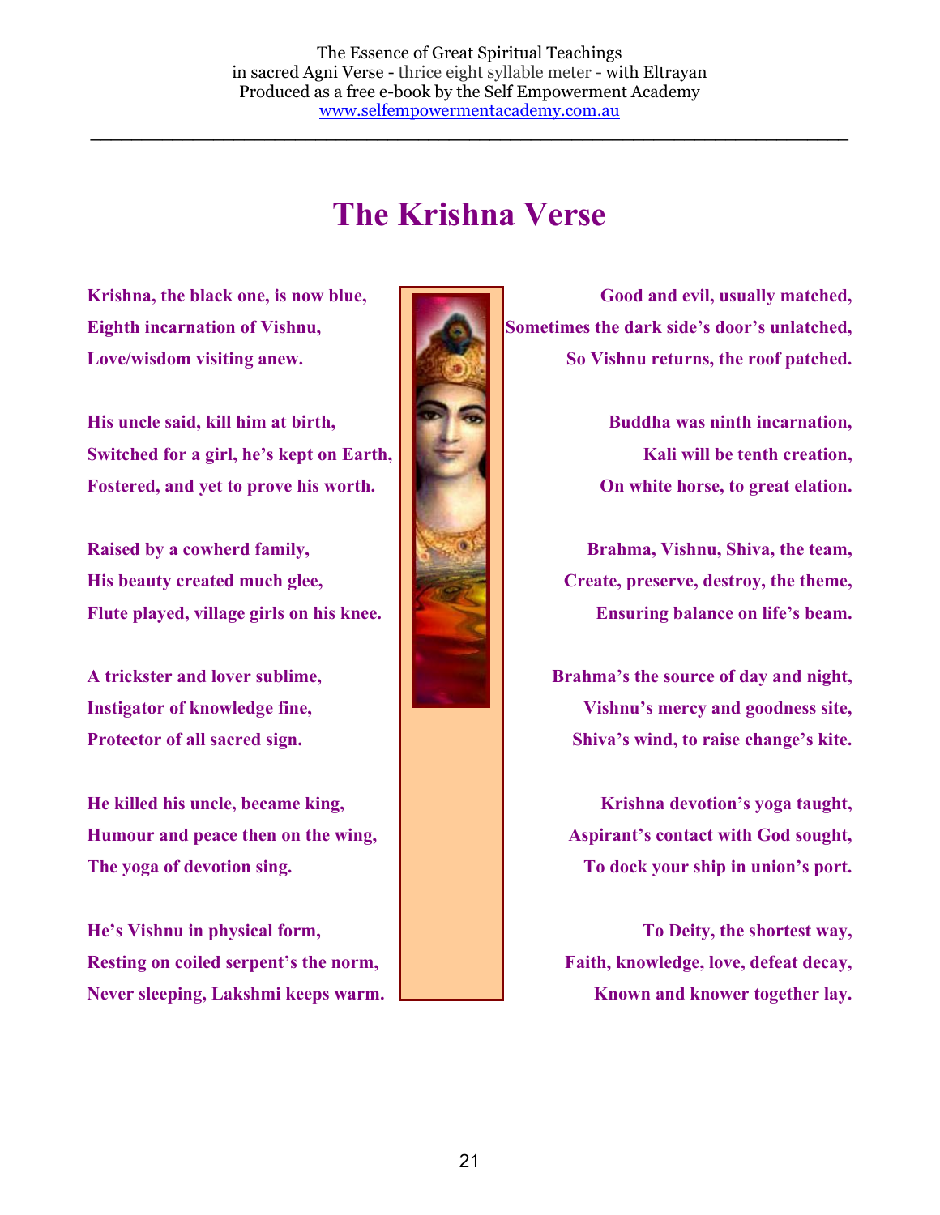# The Krishna Verse

**Krishna, the black one, is now blue,**
**Eighth incarnation of Vishnu,**
**Love/wisdom visiting anew.**

**His uncle said, kill him at birth,**
**Switched for a girl, he's kept on Earth,**
**Fostered, and yet to prove his worth.**

**Raised by a cowherd family,**
**His beauty created much glee,**
**Flute played, village girls on his knee.**

**A trickster and lover sublime,**
**Instigator of knowledge fine,**
**Protector of all sacred sign.**

**He killed his uncle, became king,**
**Humour and peace then on the wing,**
**The yoga of devotion sing.**

**He's Vishnu in physical form,**
**Resting on coiled serpent's the norm,**
**Never sleeping, Lakshmi keeps warm.**

**Good and evil, usually matched,**
**Sometimes the dark side's door's unlatched,**
**So Vishnu returns, the roof patched.**

**Buddha was ninth incarnation,**
**Kali will be tenth creation,**
**On white horse, to great elation.**

**Brahma, Vishnu, Shiva, the team,**
**Create, preserve, destroy, the theme,**
**Ensuring balance on life's beam.**

**Brahma's the source of day and night,**
**Vishnu's mercy and goodness site,**
**Shiva's wind, to raise change's kite.**

**Krishna devotion's yoga taught,**
**Aspirant's contact with God sought,**
**To dock your ship in union's port.**

**To Deity, the shortest way,**
**Faith, knowledge, love, defeat decay,**
**Known and knower together lay.**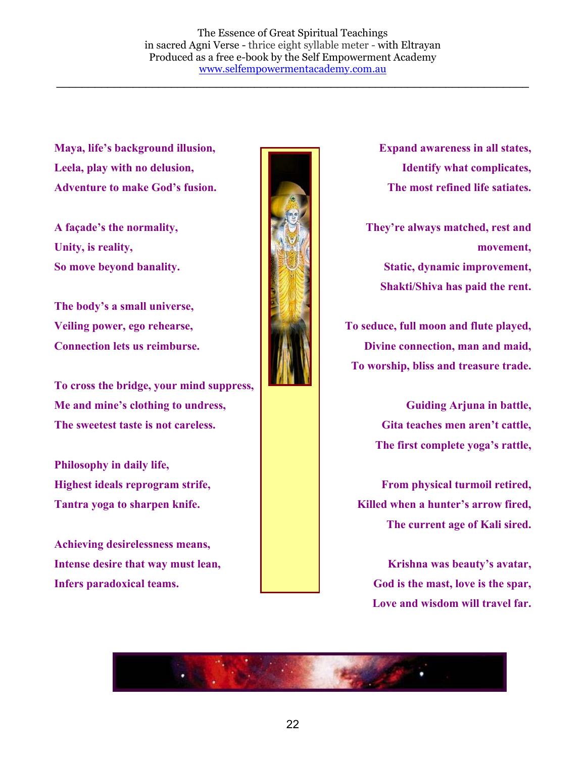**Maya, life's background illusion,**
**Leela, play with no delusion,**
**Adventure to make God's fusion.**

**A façade's the normality,**
**Unity, is reality,**
**So move beyond banality.**

**The body's a small universe,**
**Veiling power, ego rehearse,**
**Connection lets us reimburse.**

**To cross the bridge, your mind suppress,**
**Me and mine's clothing to undress,**
**The sweetest taste is not careless.**

**Philosophy in daily life,**
**Highest ideals reprogram strife,**
**Tantra yoga to sharpen knife.**

**Achieving desirelessness means,**
**Intense desire that way must lean,**
**Infers paradoxical teams.**

**Expand awareness in all states,**
**Identify what complicates,**
**The most refined life satiates.**

**They're always matched, rest and movement,**
**Static, dynamic improvement,**
**Shakti/Shiva has paid the rent.**

**To seduce, full moon and flute played,**
**Divine connection, man and maid,**
**To worship, bliss and treasure trade.**

**Guiding Arjuna in battle,**
**Gita teaches men aren't cattle,**
**The first complete yoga's rattle,**

**From physical turmoil retired,**
**Killed when a hunter's arrow fired,**
**The current age of Kali sired.**

**Krishna was beauty's avatar,**
**God is the mast, love is the spar,**
**Love and wisdom will travel far.**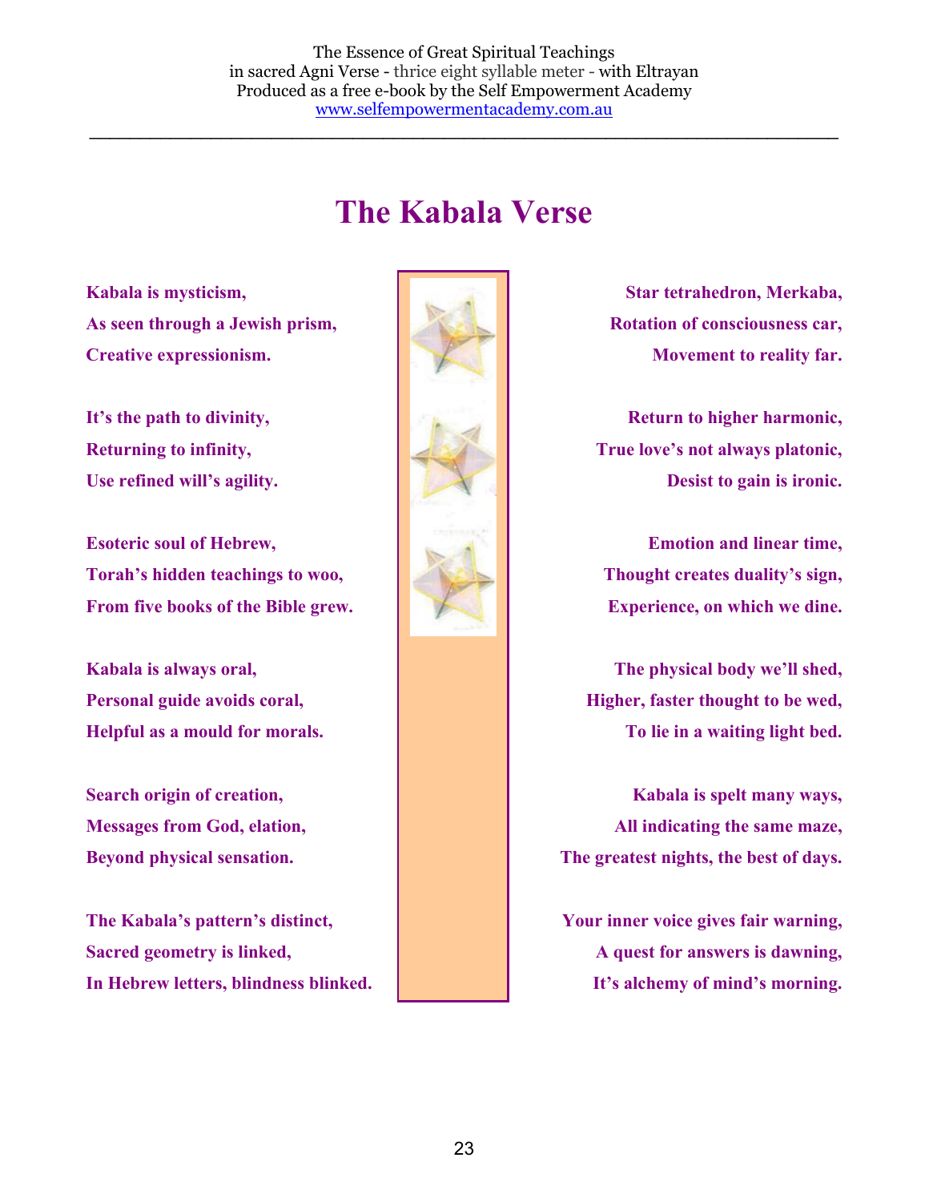# The Kabala Verse

**Kabala is mysticism,**
**As seen through a Jewish prism,**
**Creative expressionism.**

**It's the path to divinity,**
**Returning to infinity,**
**Use refined will's agility.**

**Esoteric soul of Hebrew,**
**Torah's hidden teachings to woo,**
**From five books of the Bible grew.**

**Kabala is always oral,**
**Personal guide avoids coral,**
**Helpful as a mould for morals.**

**Search origin of creation,**
**Messages from God, elation,**
**Beyond physical sensation.**

**The Kabala's pattern's distinct,**
**Sacred geometry is linked,**
**In Hebrew letters, blindness blinked.**

**Star tetrahedron, Merkaba,**
**Rotation of consciousness car,**
**Movement to reality far.**

**Return to higher harmonic,**
**True love's not always platonic,**
**Desist to gain is ironic.**

**Emotion and linear time,**
**Thought creates duality's sign,**
**Experience, on which we dine.**

**The physical body we'll shed,**
**Higher, faster thought to be wed,**
**To lie in a waiting light bed.**

**Kabala is spelt many ways,**
**All indicating the same maze,**
**The greatest nights, the best of days.**

**Your inner voice gives fair warning,**
**A quest for answers is dawning,**
**It's alchemy of mind's morning.**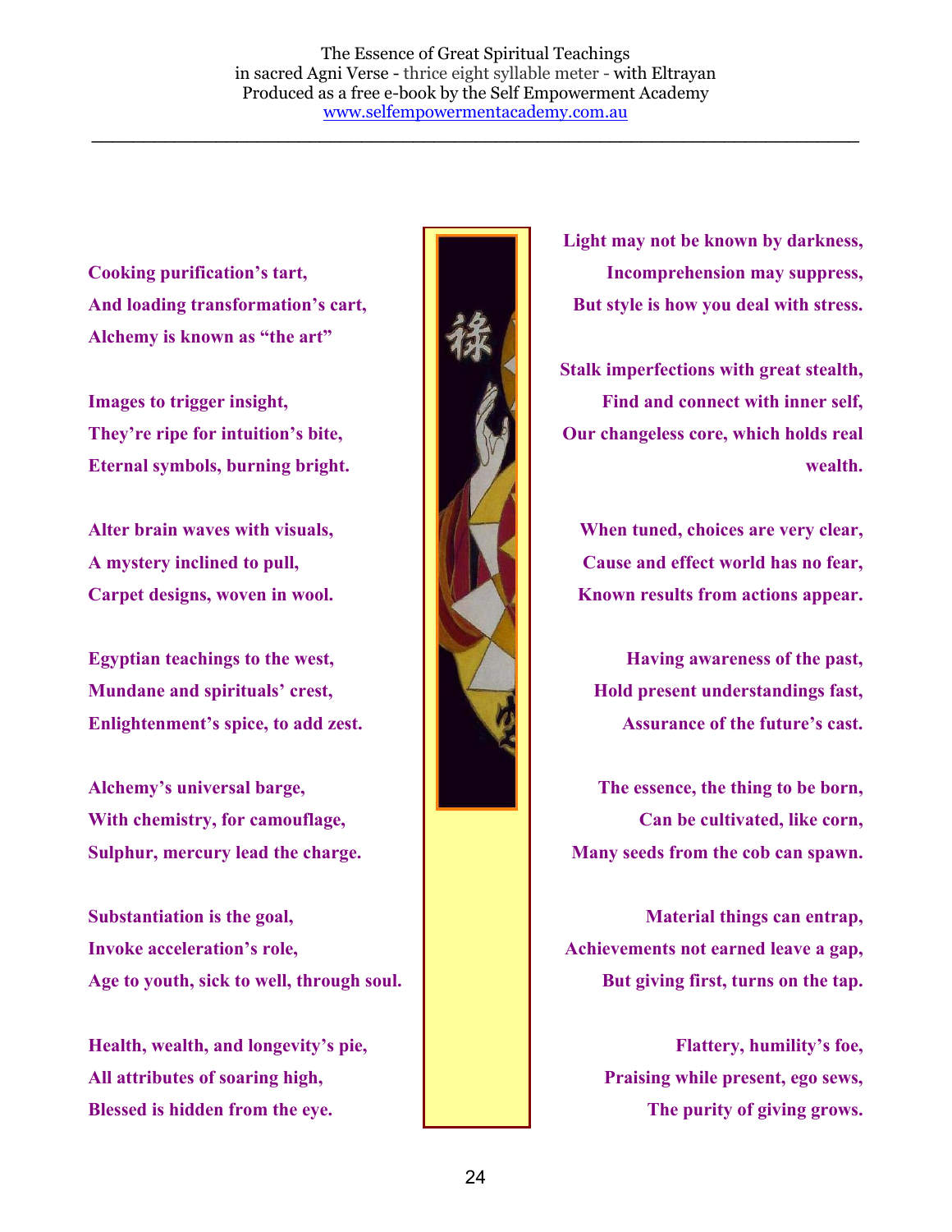**Cooking purification's tart,**
**And loading transformation's cart,**
**Alchemy is known as "the art"**

**Images to trigger insight,**
**They're ripe for intuition's bite,**
**Eternal symbols, burning bright.**

**Alter brain waves with visuals,**
**A mystery inclined to pull,**
**Carpet designs, woven in wool.**

**Egyptian teachings to the west,**
**Mundane and spirituals' crest,**
**Enlightenment's spice, to add zest.**

**Alchemy's universal barge,**
**With chemistry, for camouflage,**
**Sulphur, mercury lead the charge.**

**Substantiation is the goal,**
**Invoke acceleration's role,**
**Age to youth, sick to well, through soul.**

**Health, wealth, and longevity's pie,**
**All attributes of soaring high,**
**Blessed is hidden from the eye.**

**Light may not be known by darkness,**
**Incomprehension may suppress,**
**But style is how you deal with stress.**

**Stalk imperfections with great stealth,**
**Find and connect with inner self,**
**Our changeless core, which holds real wealth.**

**When tuned, choices are very clear,**
**Cause and effect world has no fear,**
**Known results from actions appear.**

**Having awareness of the past,**
**Hold present understandings fast,**
**Assurance of the future's cast.**

**The essence, the thing to be born,**
**Can be cultivated, like corn,**
**Many seeds from the cob can spawn.**

**Material things can entrap,**
**Achievements not earned leave a gap,**
**But giving first, turns on the tap.**

**Flattery, humility's foe,**
**Praising while present, ego sews,**
**The purity of giving grows.**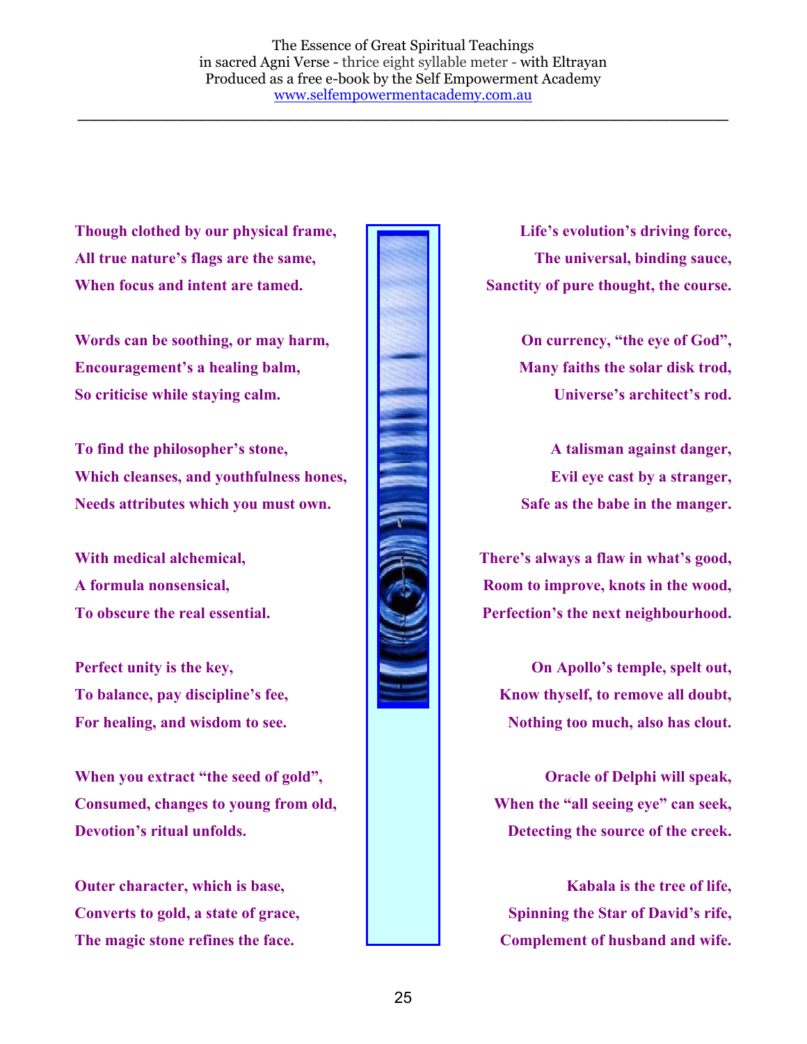**Though clothed by our physical frame,**
**All true nature's flags are the same,**
**When focus and intent are tamed.**

**Words can be soothing, or may harm,**
**Encouragement's a healing balm,**
**So criticise while staying calm.**

**To find the philosopher's stone,**
**Which cleanses, and youthfulness hones,**
**Needs attributes which you must own.**

**With medical alchemical,**
**A formula nonsensical,**
**To obscure the real essential.**

**Perfect unity is the key,**
**To balance, pay discipline's fee,**
**For healing, and wisdom to see.**

**When you extract "the seed of gold",**
**Consumed, changes to young from old,**
**Devotion's ritual unfolds.**

**Outer character, which is base,**
**Converts to gold, a state of grace,**
**The magic stone refines the face.**

**Life's evolution's driving force,**
**The universal, binding sauce,**
**Sanctity of pure thought, the course.**

**On currency, "the eye of God",**
**Many faiths the solar disk trod,**
**Universe's architect's rod.**

**A talisman against danger,**
**Evil eye cast by a stranger,**
**Safe as the babe in the manger.**

**There's always a flaw in what's good,**
**Room to improve, knots in the wood,**
**Perfection's the next neighbourhood.**

**On Apollo's temple, spelt out,**
**Know thyself, to remove all doubt,**
**Nothing too much, also has clout.**

**Oracle of Delphi will speak,**
**When the "all seeing eye" can seek,**
**Detecting the source of the creek.**

**Kabala is the tree of life,**
**Spinning the Star of David's rife,**
**Complement of husband and wife.**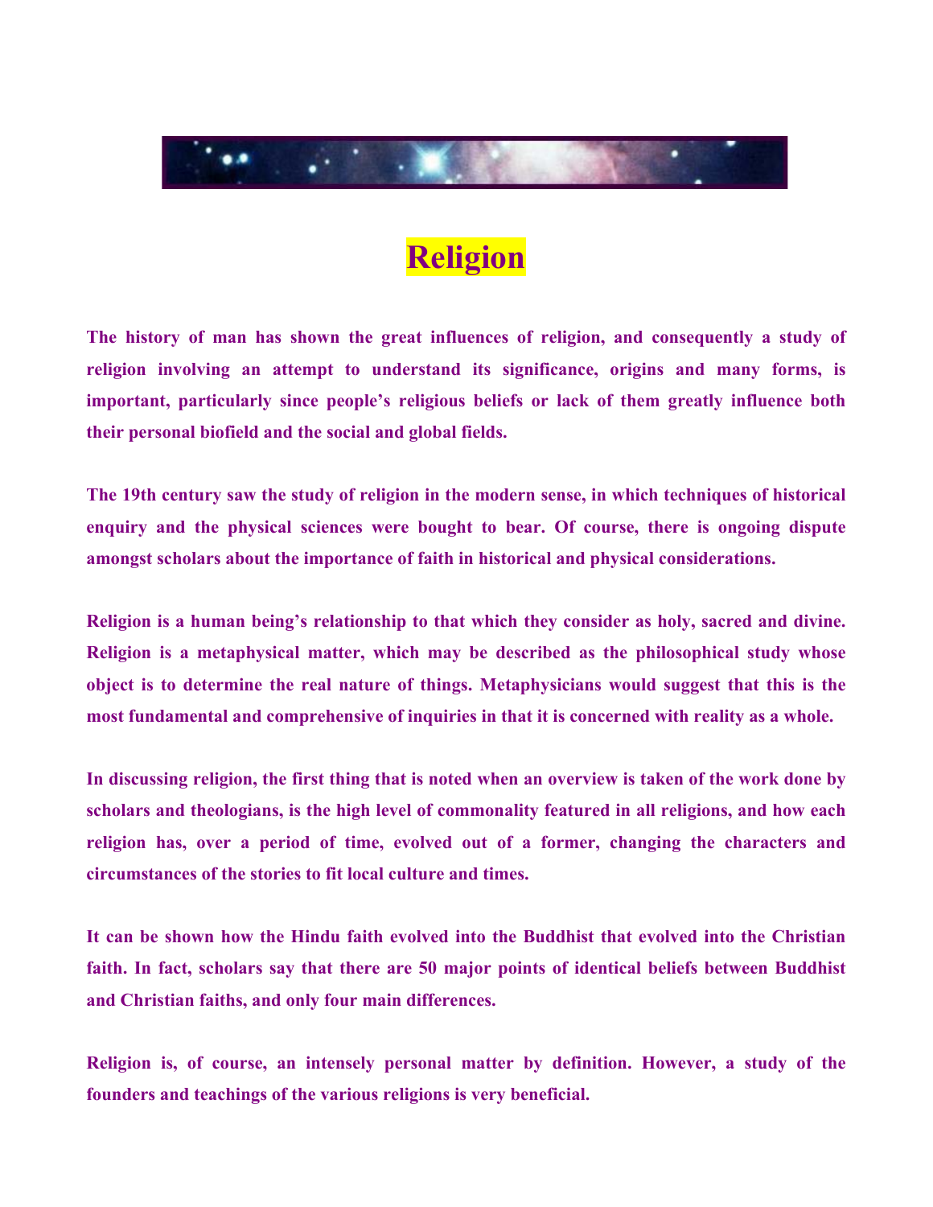# Religion

**The history of man has shown the great influences of religion, and consequently a study of religion involving an attempt to understand its significance, origins and many forms, is important, particularly since people's religious beliefs or lack of them greatly influence both their personal biofield and the social and global fields.**

**The 19th century saw the study of religion in the modern sense, in which techniques of historical enquiry and the physical sciences were bought to bear. Of course, there is ongoing dispute amongst scholars about the importance of faith in historical and physical considerations.**

**Religion is a human being's relationship to that which they consider as holy, sacred and divine. Religion is a metaphysical matter, which may be described as the philosophical study whose object is to determine the real nature of things. Metaphysicians would suggest that this is the most fundamental and comprehensive of inquiries in that it is concerned with reality as a whole.**

**In discussing religion, the first thing that is noted when an overview is taken of the work done by scholars and theologians, is the high level of commonality featured in all religions, and how each religion has, over a period of time, evolved out of a former, changing the characters and circumstances of the stories to fit local culture and times.**

**It can be shown how the Hindu faith evolved into the Buddhist that evolved into the Christian faith. In fact, scholars say that there are 50 major points of identical beliefs between Buddhist and Christian faiths, and only four main differences.**

**Religion is, of course, an intensely personal matter by definition. However, a study of the founders and teachings of the various religions is very beneficial.**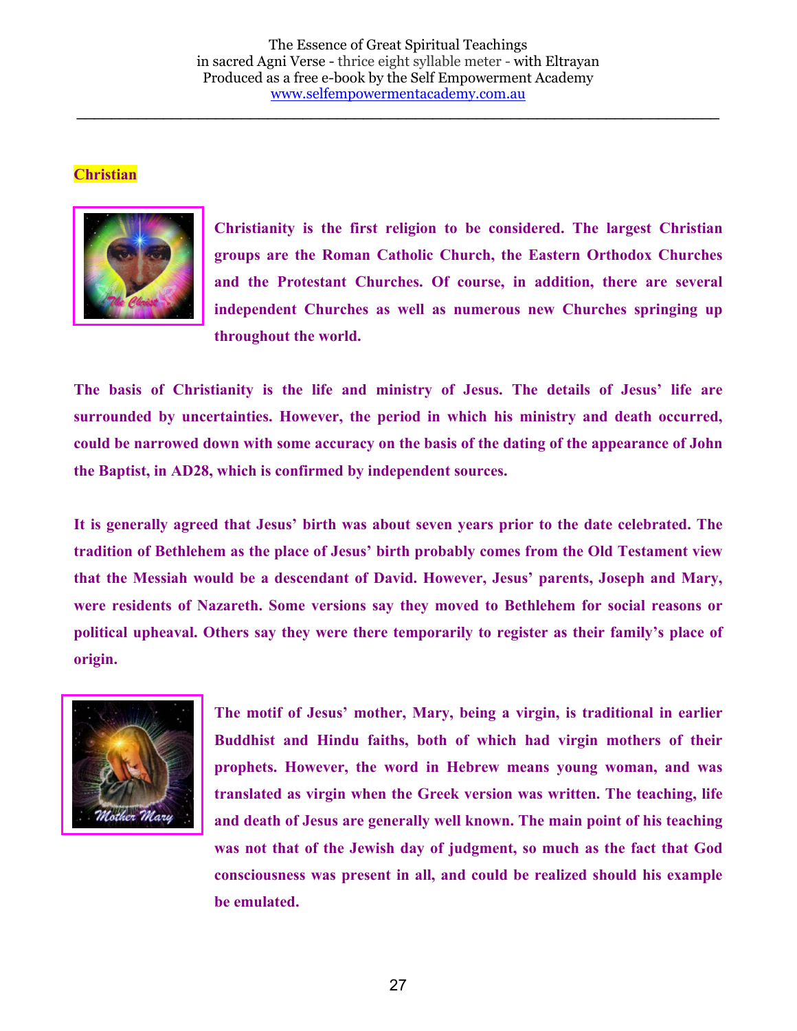## Christian

**Christianity is the first religion to be considered. The largest Christian groups are the Roman Catholic Church, the Eastern Orthodox Churches and the Protestant Churches. Of course, in addition, there are several independent Churches as well as numerous new Churches springing up throughout the world.**

**The basis of Christianity is the life and ministry of Jesus. The details of Jesus' life are surrounded by uncertainties. However, the period in which his ministry and death occurred, could be narrowed down with some accuracy on the basis of the dating of the appearance of John the Baptist, in AD28, which is confirmed by independent sources.**

**It is generally agreed that Jesus' birth was about seven years prior to the date celebrated. The tradition of Bethlehem as the place of Jesus' birth probably comes from the Old Testament view that the Messiah would be a descendant of David. However, Jesus' parents, Joseph and Mary, were residents of Nazareth. Some versions say they moved to Bethlehem for social reasons or political upheaval. Others say they were there temporarily to register as their family's place of origin.**

**The motif of Jesus' mother, Mary, being a virgin, is traditional in earlier Buddhist and Hindu faiths, both of which had virgin mothers of their prophets. However, the word in Hebrew means young woman, and was translated as virgin when the Greek version was written. The teaching, life and death of Jesus are generally well known. The main point of his teaching was not that of the Jewish day of judgment, so much as the fact that God consciousness was present in all, and could be realized should his example be emulated.**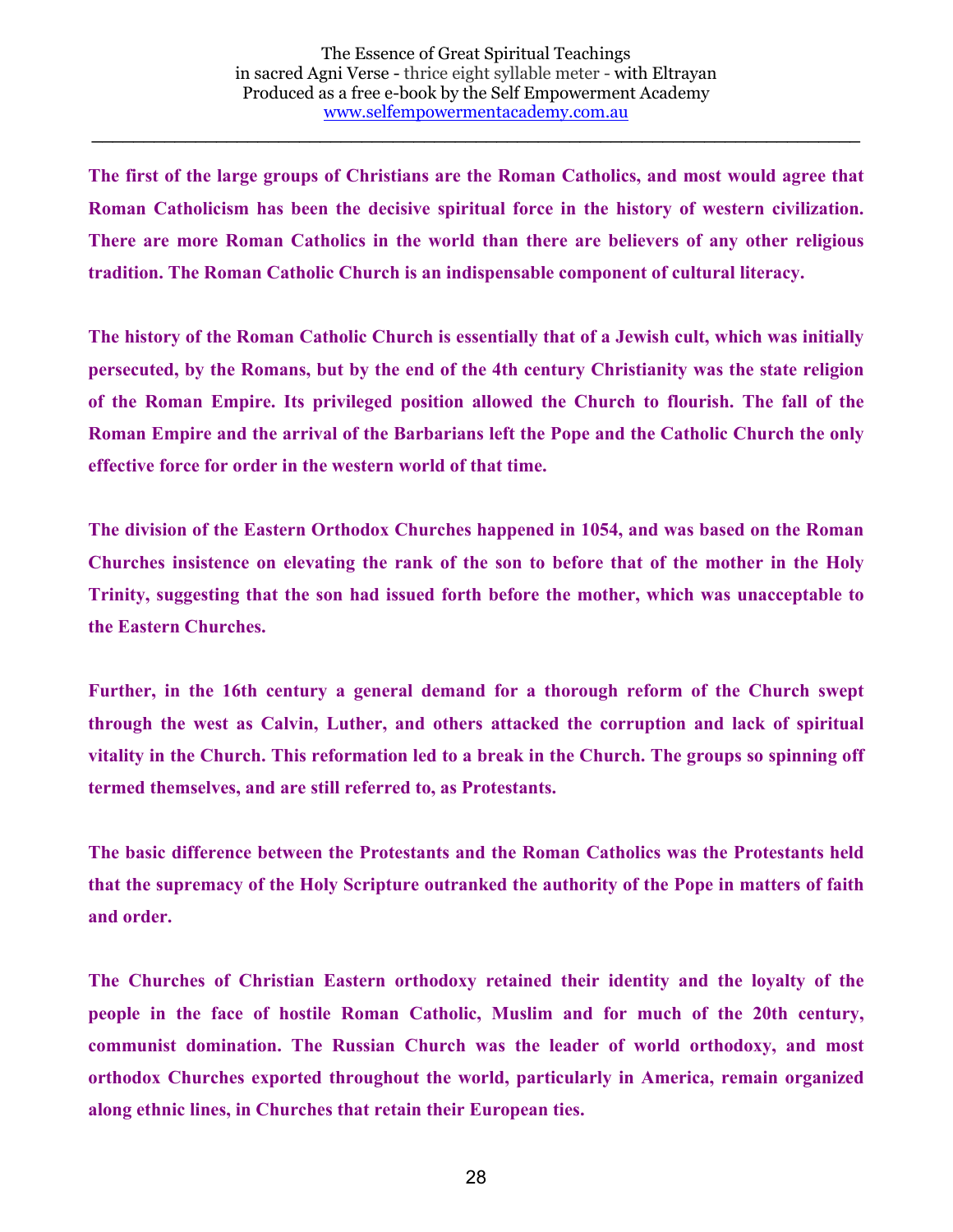**The first of the large groups of Christians are the Roman Catholics, and most would agree that Roman Catholicism has been the decisive spiritual force in the history of western civilization. There are more Roman Catholics in the world than there are believers of any other religious tradition. The Roman Catholic Church is an indispensable component of cultural literacy.**

**The history of the Roman Catholic Church is essentially that of a Jewish cult, which was initially persecuted, by the Romans, but by the end of the 4th century Christianity was the state religion of the Roman Empire. Its privileged position allowed the Church to flourish. The fall of the Roman Empire and the arrival of the Barbarians left the Pope and the Catholic Church the only effective force for order in the western world of that time.**

**The division of the Eastern Orthodox Churches happened in 1054, and was based on the Roman Churches insistence on elevating the rank of the son to before that of the mother in the Holy Trinity, suggesting that the son had issued forth before the mother, which was unacceptable to the Eastern Churches.**

**Further, in the 16th century a general demand for a thorough reform of the Church swept through the west as Calvin, Luther, and others attacked the corruption and lack of spiritual vitality in the Church. This reformation led to a break in the Church. The groups so spinning off termed themselves, and are still referred to, as Protestants.**

**The basic difference between the Protestants and the Roman Catholics was the Protestants held that the supremacy of the Holy Scripture outranked the authority of the Pope in matters of faith and order.**

**The Churches of Christian Eastern orthodoxy retained their identity and the loyalty of the people in the face of hostile Roman Catholic, Muslim and for much of the 20th century, communist domination. The Russian Church was the leader of world orthodoxy, and most orthodox Churches exported throughout the world, particularly in America, remain organized along ethnic lines, in Churches that retain their European ties.**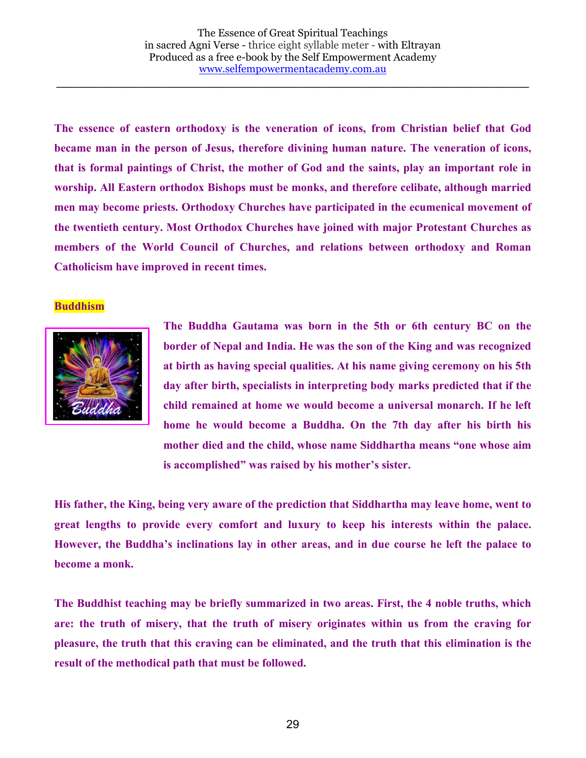**The essence of eastern orthodoxy is the veneration of icons, from Christian belief that God became man in the person of Jesus, therefore divining human nature. The veneration of icons, that is formal paintings of Christ, the mother of God and the saints, play an important role in worship. All Eastern orthodox Bishops must be monks, and therefore celibate, although married men may become priests. Orthodoxy Churches have participated in the ecumenical movement of the twentieth century. Most Orthodox Churches have joined with major Protestant Churches as members of the World Council of Churches, and relations between orthodoxy and Roman Catholicism have improved in recent times.**

## Buddhism

**The Buddha Gautama was born in the 5th or 6th century BC on the border of Nepal and India. He was the son of the King and was recognized at birth as having special qualities. At his name giving ceremony on his 5th day after birth, specialists in interpreting body marks predicted that if the child remained at home we would become a universal monarch. If he left home he would become a Buddha. On the 7th day after his birth his mother died and the child, whose name Siddhartha means "one whose aim is accomplished" was raised by his mother's sister.**

**His father, the King, being very aware of the prediction that Siddhartha may leave home, went to great lengths to provide every comfort and luxury to keep his interests within the palace. However, the Buddha's inclinations lay in other areas, and in due course he left the palace to become a monk.**

**The Buddhist teaching may be briefly summarized in two areas. First, the 4 noble truths, which are: the truth of misery, that the truth of misery originates within us from the craving for pleasure, the truth that this craving can be eliminated, and the truth that this elimination is the result of the methodical path that must be followed.**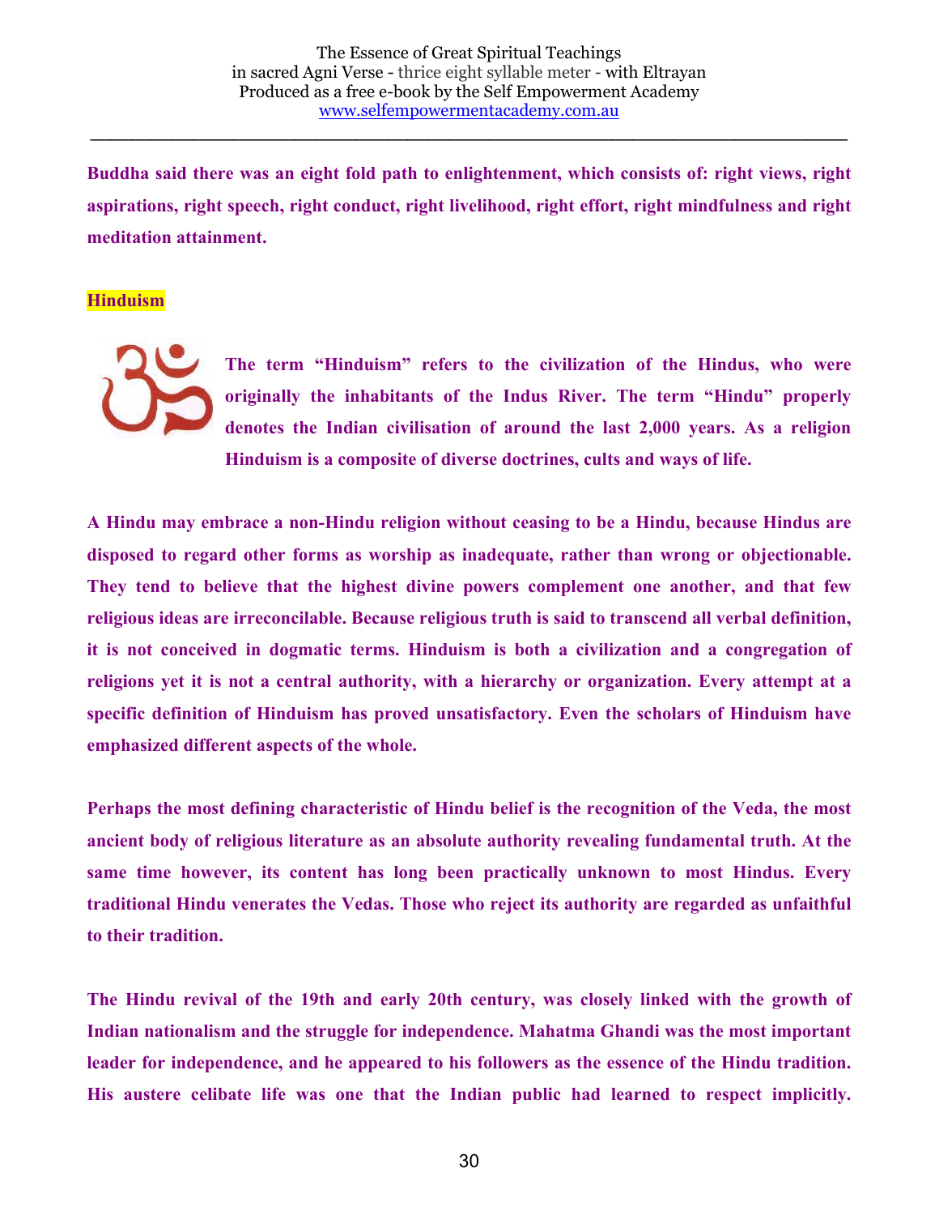**Buddha said there was an eight fold path to enlightenment, which consists of: right views, right aspirations, right speech, right conduct, right livelihood, right effort, right mindfulness and right meditation attainment.**

## Hinduism

**The term "Hinduism" refers to the civilization of the Hindus, who were originally the inhabitants of the Indus River. The term "Hindu" properly denotes the Indian civilisation of around the last 2,000 years. As a religion Hinduism is a composite of diverse doctrines, cults and ways of life.**

**A Hindu may embrace a non-Hindu religion without ceasing to be a Hindu, because Hindus are disposed to regard other forms as worship as inadequate, rather than wrong or objectionable. They tend to believe that the highest divine powers complement one another, and that few religious ideas are irreconcilable. Because religious truth is said to transcend all verbal definition, it is not conceived in dogmatic terms. Hinduism is both a civilization and a congregation of religions yet it is not a central authority, with a hierarchy or organization. Every attempt at a specific definition of Hinduism has proved unsatisfactory. Even the scholars of Hinduism have emphasized different aspects of the whole.**

**Perhaps the most defining characteristic of Hindu belief is the recognition of the Veda, the most ancient body of religious literature as an absolute authority revealing fundamental truth. At the same time however, its content has long been practically unknown to most Hindus. Every traditional Hindu venerates the Vedas. Those who reject its authority are regarded as unfaithful to their tradition.**

**The Hindu revival of the 19th and early 20th century, was closely linked with the growth of Indian nationalism and the struggle for independence. Mahatma Ghandi was the most important leader for independence, and he appeared to his followers as the essence of the Hindu tradition. His austere celibate life was one that the Indian public had learned to respect implicitly.**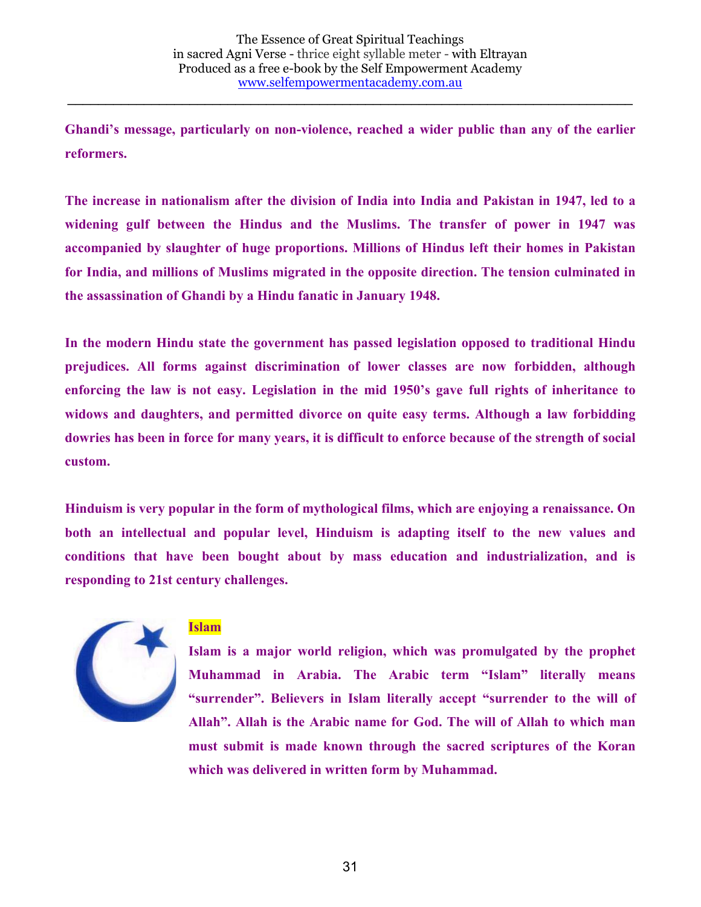**Ghandi's message, particularly on non-violence, reached a wider public than any of the earlier reformers.**

**The increase in nationalism after the division of India into India and Pakistan in 1947, led to a widening gulf between the Hindus and the Muslims. The transfer of power in 1947 was accompanied by slaughter of huge proportions. Millions of Hindus left their homes in Pakistan for India, and millions of Muslims migrated in the opposite direction. The tension culminated in the assassination of Ghandi by a Hindu fanatic in January 1948.**

**In the modern Hindu state the government has passed legislation opposed to traditional Hindu prejudices. All forms against discrimination of lower classes are now forbidden, although enforcing the law is not easy. Legislation in the mid 1950's gave full rights of inheritance to widows and daughters, and permitted divorce on quite easy terms. Although a law forbidding dowries has been in force for many years, it is difficult to enforce because of the strength of social custom.**

**Hinduism is very popular in the form of mythological films, which are enjoying a renaissance. On both an intellectual and popular level, Hinduism is adapting itself to the new values and conditions that have been bought about by mass education and industrialization, and is responding to 21st century challenges.**

## Islam

**Islam is a major world religion, which was promulgated by the prophet Muhammad in Arabia. The Arabic term "Islam" literally means "surrender". Believers in Islam literally accept "surrender to the will of Allah". Allah is the Arabic name for God. The will of Allah to which man must submit is made known through the sacred scriptures of the Koran which was delivered in written form by Muhammad.**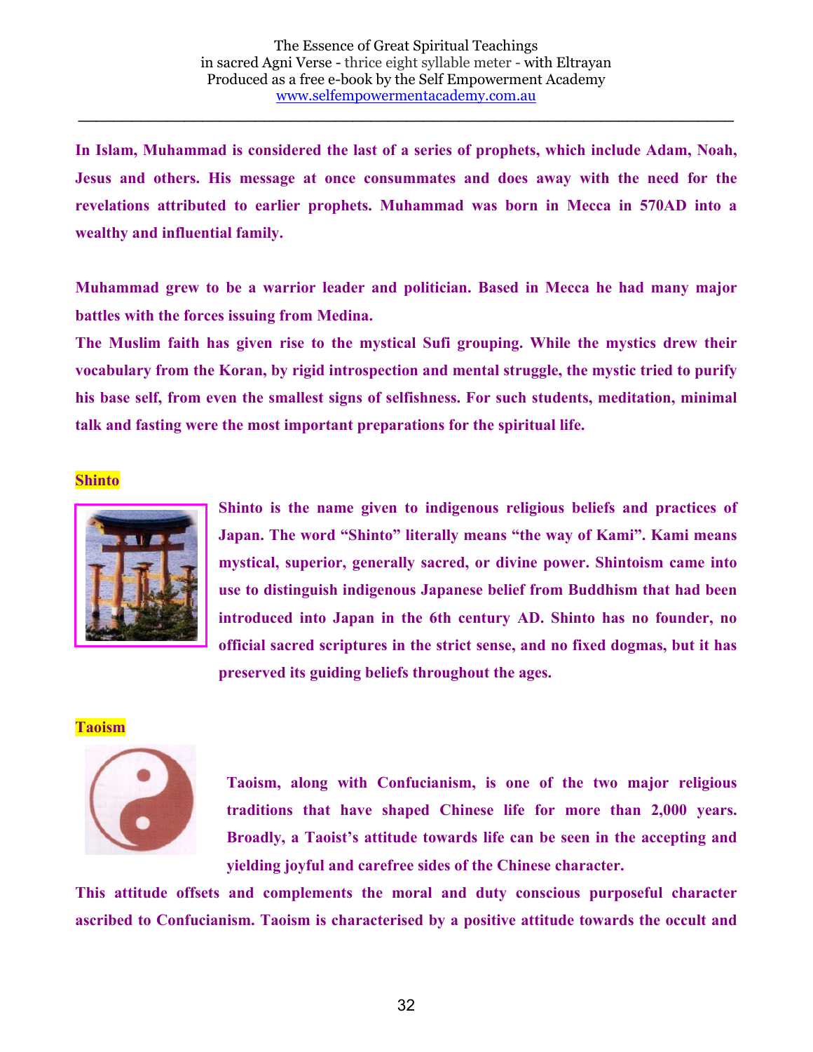**In Islam, Muhammad is considered the last of a series of prophets, which include Adam, Noah, Jesus and others. His message at once consummates and does away with the need for the revelations attributed to earlier prophets. Muhammad was born in Mecca in 570AD into a wealthy and influential family.**

**Muhammad grew to be a warrior leader and politician. Based in Mecca he had many major battles with the forces issuing from Medina.**

**The Muslim faith has given rise to the mystical Sufi grouping. While the mystics drew their vocabulary from the Koran, by rigid introspection and mental struggle, the mystic tried to purify his base self, from even the smallest signs of selfishness. For such students, meditation, minimal talk and fasting were the most important preparations for the spiritual life.**

## Shinto

**Shinto is the name given to indigenous religious beliefs and practices of Japan. The word "Shinto" literally means "the way of Kami". Kami means mystical, superior, generally sacred, or divine power. Shintoism came into use to distinguish indigenous Japanese belief from Buddhism that had been introduced into Japan in the 6th century AD. Shinto has no founder, no official sacred scriptures in the strict sense, and no fixed dogmas, but it has preserved its guiding beliefs throughout the ages.**

## Taoism

**Taoism, along with Confucianism, is one of the two major religious traditions that have shaped Chinese life for more than 2,000 years. Broadly, a Taoist's attitude towards life can be seen in the accepting and yielding joyful and carefree sides of the Chinese character.**

**This attitude offsets and complements the moral and duty conscious purposeful character ascribed to Confucianism. Taoism is characterised by a positive attitude towards the occult and**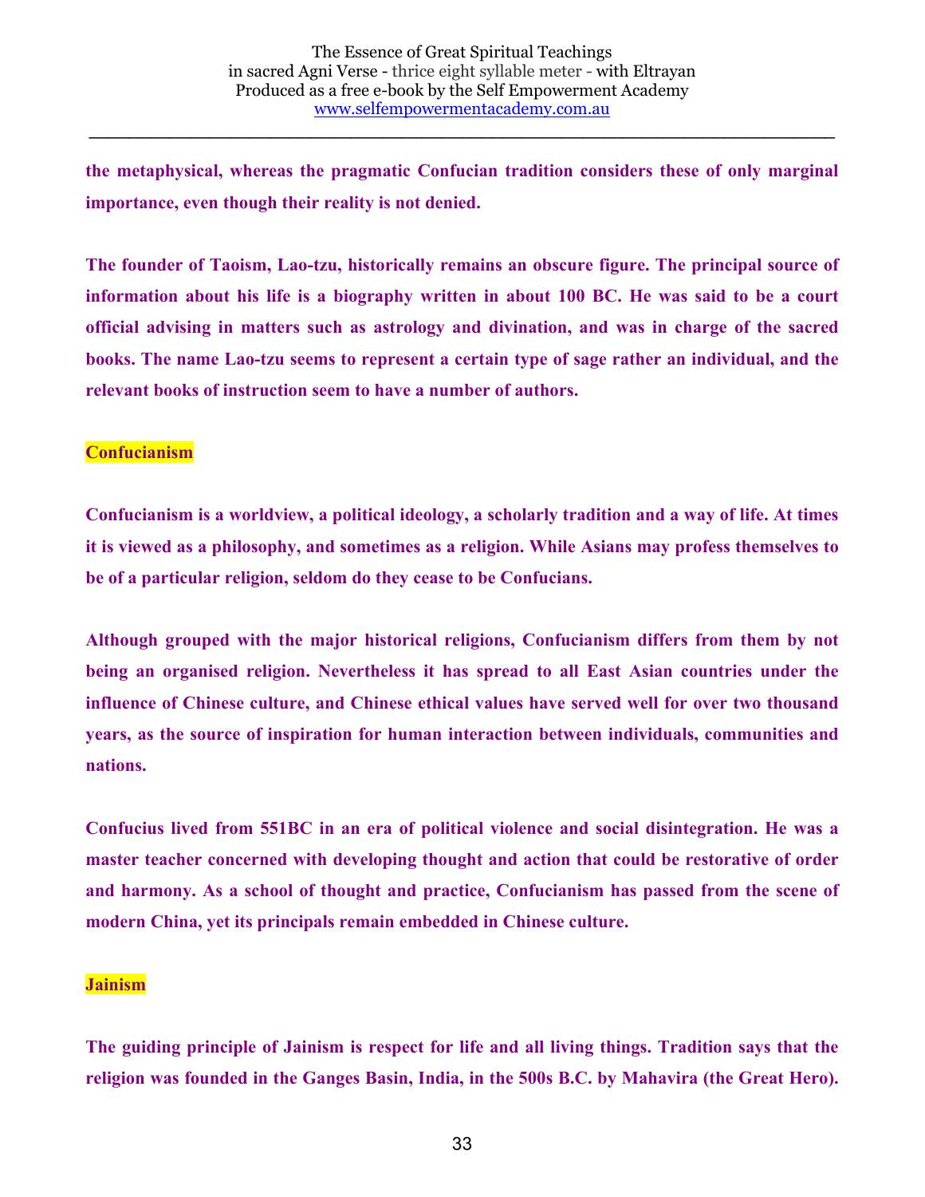**the metaphysical, whereas the pragmatic Confucian tradition considers these of only marginal importance, even though their reality is not denied.**

**The founder of Taoism, Lao-tzu, historically remains an obscure figure. The principal source of information about his life is a biography written in about 100 BC. He was said to be a court official advising in matters such as astrology and divination, and was in charge of the sacred books. The name Lao-tzu seems to represent a certain type of sage rather an individual, and the relevant books of instruction seem to have a number of authors.**

## Confucianism

**Confucianism is a worldview, a political ideology, a scholarly tradition and a way of life. At times it is viewed as a philosophy, and sometimes as a religion. While Asians may profess themselves to be of a particular religion, seldom do they cease to be Confucians.**

**Although grouped with the major historical religions, Confucianism differs from them by not being an organised religion. Nevertheless it has spread to all East Asian countries under the influence of Chinese culture, and Chinese ethical values have served well for over two thousand years, as the source of inspiration for human interaction between individuals, communities and nations.**

**Confucius lived from 551BC in an era of political violence and social disintegration. He was a master teacher concerned with developing thought and action that could be restorative of order and harmony. As a school of thought and practice, Confucianism has passed from the scene of modern China, yet its principals remain embedded in Chinese culture.**

## Jainism

**The guiding principle of Jainism is respect for life and all living things. Tradition says that the religion was founded in the Ganges Basin, India, in the 500s B.C. by Mahavira (the Great Hero).**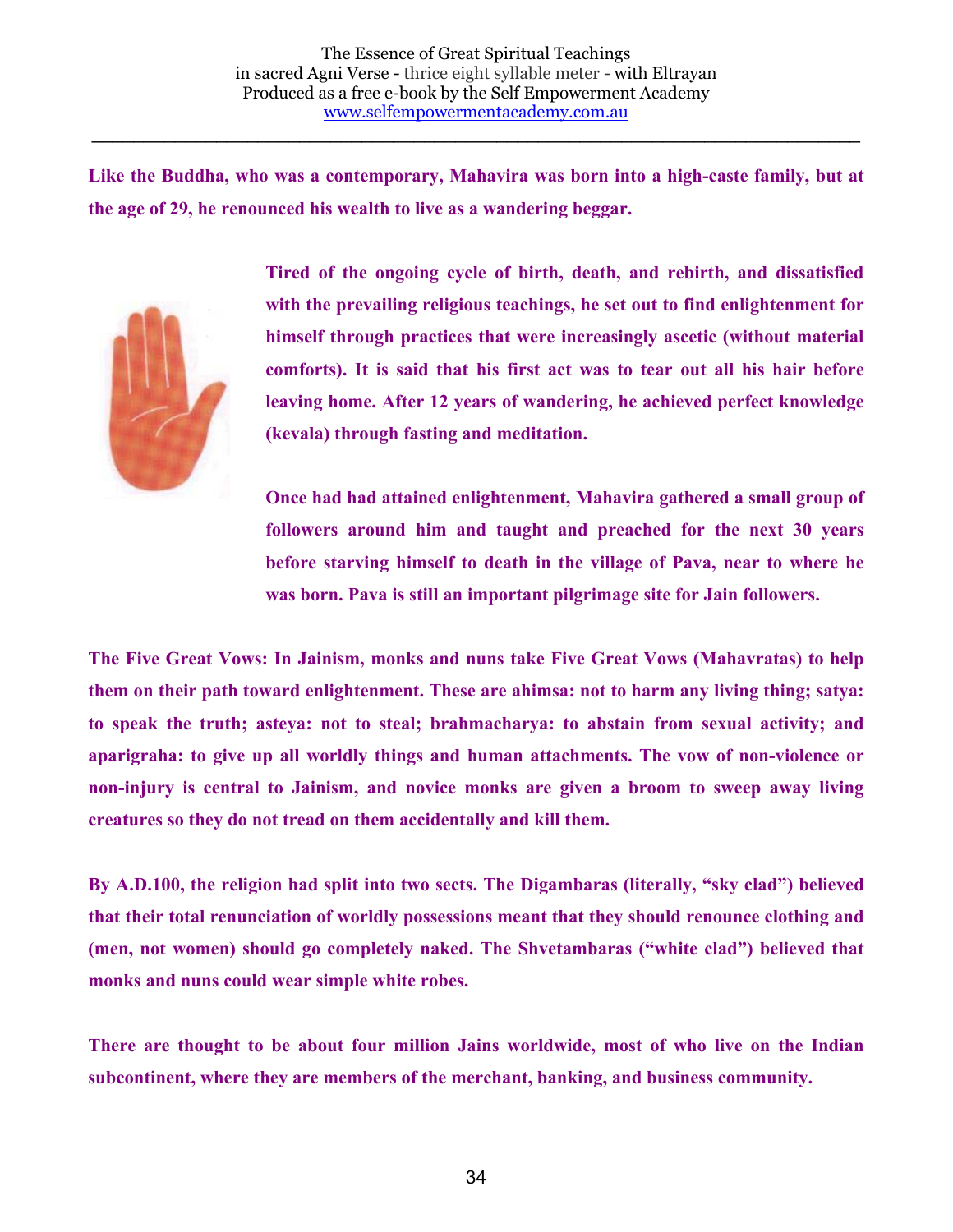**Like the Buddha, who was a contemporary, Mahavira was born into a high-caste family, but at the age of 29, he renounced his wealth to live as a wandering beggar.**

**Tired of the ongoing cycle of birth, death, and rebirth, and dissatisfied with the prevailing religious teachings, he set out to find enlightenment for himself through practices that were increasingly ascetic (without material comforts). It is said that his first act was to tear out all his hair before leaving home. After 12 years of wandering, he achieved perfect knowledge (kevala) through fasting and meditation.**

**Once had had attained enlightenment, Mahavira gathered a small group of followers around him and taught and preached for the next 30 years before starving himself to death in the village of Pava, near to where he was born. Pava is still an important pilgrimage site for Jain followers.**

**The Five Great Vows: In Jainism, monks and nuns take Five Great Vows (Mahavratas) to help them on their path toward enlightenment. These are ahimsa: not to harm any living thing; satya: to speak the truth; asteya: not to steal; brahmacharya: to abstain from sexual activity; and aparigraha: to give up all worldly things and human attachments. The vow of non-violence or non-injury is central to Jainism, and novice monks are given a broom to sweep away living creatures so they do not tread on them accidentally and kill them.**

**By A.D.100, the religion had split into two sects. The Digambaras (literally, "sky clad") believed that their total renunciation of worldly possessions meant that they should renounce clothing and (men, not women) should go completely naked. The Shvetambaras ("white clad") believed that monks and nuns could wear simple white robes.**

**There are thought to be about four million Jains worldwide, most of who live on the Indian subcontinent, where they are members of the merchant, banking, and business community.**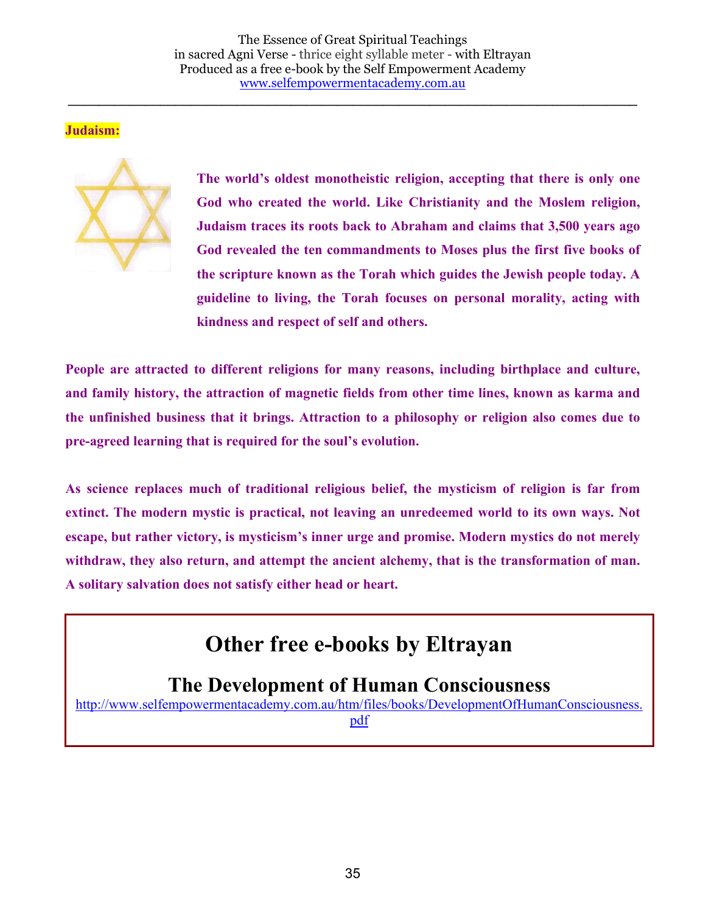**Judaism:**

**The world's oldest monotheistic religion, accepting that there is only one God who created the world. Like Christianity and the Moslem religion, Judaism traces its roots back to Abraham and claims that 3,500 years ago God revealed the ten commandments to Moses plus the first five books of the scripture known as the Torah which guides the Jewish people today. A guideline to living, the Torah focuses on personal morality, acting with kindness and respect of self and others.**

**People are attracted to different religions for many reasons, including birthplace and culture, and family history, the attraction of magnetic fields from other time lines, known as karma and the unfinished business that it brings. Attraction to a philosophy or religion also comes due to pre-agreed learning that is required for the soul's evolution.**

**As science replaces much of traditional religious belief, the mysticism of religion is far from extinct. The modern mystic is practical, not leaving an unredeemed world to its own ways. Not escape, but rather victory, is mysticism's inner urge and promise. Modern mystics do not merely withdraw, they also return, and attempt the ancient alchemy, that is the transformation of man. A solitary salvation does not satisfy either head or heart.**

# Other free e-books by Eltrayan

## The Development of Human Consciousness

http://www.selfempowermentacademy.com.au/htm/files/books/DevelopmentOfHumanConsciousness.pdf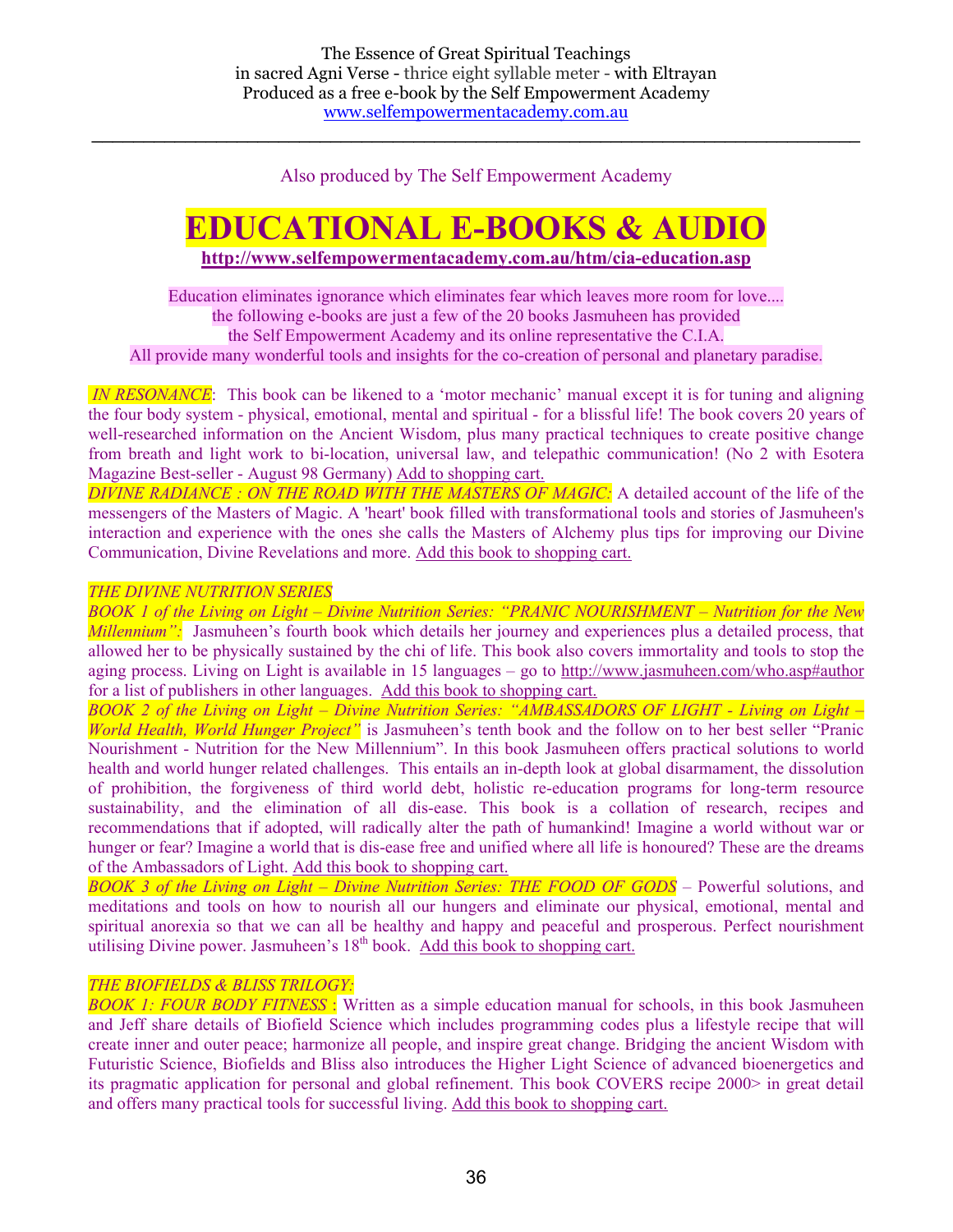Also produced by The Self Empowerment Academy

# EDUCATIONAL E-BOOKS & AUDIO

**http://www.selfempowermentacademy.com.au/htm/cia-education.asp**

Education eliminates ignorance which eliminates fear which leaves more room for love....
the following e-books are just a few of the 20 books Jasmuheen has provided
the Self Empowerment Academy and its online representative the C.I.A.
All provide many wonderful tools and insights for the co-creation of personal and planetary paradise.

*IN RESONANCE*: This book can be likened to a 'motor mechanic' manual except it is for tuning and aligning the four body system - physical, emotional, mental and spiritual - for a blissful life! The book covers 20 years of well-researched information on the Ancient Wisdom, plus many practical techniques to create positive change from breath and light work to bi-location, universal law, and telepathic communication! (No 2 with Esotera Magazine Best-seller - August 98 Germany) Add to shopping cart.

*DIVINE RADIANCE : ON THE ROAD WITH THE MASTERS OF MAGIC:* A detailed account of the life of the messengers of the Masters of Magic. A 'heart' book filled with transformational tools and stories of Jasmuheen's interaction and experience with the ones she calls the Masters of Alchemy plus tips for improving our Divine Communication, Divine Revelations and more. Add this book to shopping cart.

*THE DIVINE NUTRITION SERIES*

*BOOK 1 of the Living on Light – Divine Nutrition Series: "PRANIC NOURISHMENT – Nutrition for the New Millennium":* Jasmuheen's fourth book which details her journey and experiences plus a detailed process, that allowed her to be physically sustained by the chi of life. This book also covers immortality and tools to stop the aging process. Living on Light is available in 15 languages – go to http://www.jasmuheen.com/who.asp#author for a list of publishers in other languages. Add this book to shopping cart.

*BOOK 2 of the Living on Light – Divine Nutrition Series: "AMBASSADORS OF LIGHT - Living on Light – World Health, World Hunger Project"* is Jasmuheen's tenth book and the follow on to her best seller "Pranic Nourishment - Nutrition for the New Millennium". In this book Jasmuheen offers practical solutions to world health and world hunger related challenges. This entails an in-depth look at global disarmament, the dissolution of prohibition, the forgiveness of third world debt, holistic re-education programs for long-term resource sustainability, and the elimination of all dis-ease. This book is a collation of research, recipes and recommendations that if adopted, will radically alter the path of humankind! Imagine a world without war or hunger or fear? Imagine a world that is dis-ease free and unified where all life is honoured? These are the dreams of the Ambassadors of Light. Add this book to shopping cart.

*BOOK 3 of the Living on Light – Divine Nutrition Series: THE FOOD OF GODS* – Powerful solutions, and meditations and tools on how to nourish all our hungers and eliminate our physical, emotional, mental and spiritual anorexia so that we can all be healthy and happy and peaceful and prosperous. Perfect nourishment utilising Divine power. Jasmuheen's 18th book. Add this book to shopping cart.

*THE BIOFIELDS & BLISS TRILOGY:*

*BOOK 1: FOUR BODY FITNESS* : Written as a simple education manual for schools, in this book Jasmuheen and Jeff share details of Biofield Science which includes programming codes plus a lifestyle recipe that will create inner and outer peace; harmonize all people, and inspire great change. Bridging the ancient Wisdom with Futuristic Science, Biofields and Bliss also introduces the Higher Light Science of advanced bioenergetics and its pragmatic application for personal and global refinement. This book COVERS recipe 2000> in great detail and offers many practical tools for successful living. Add this book to shopping cart.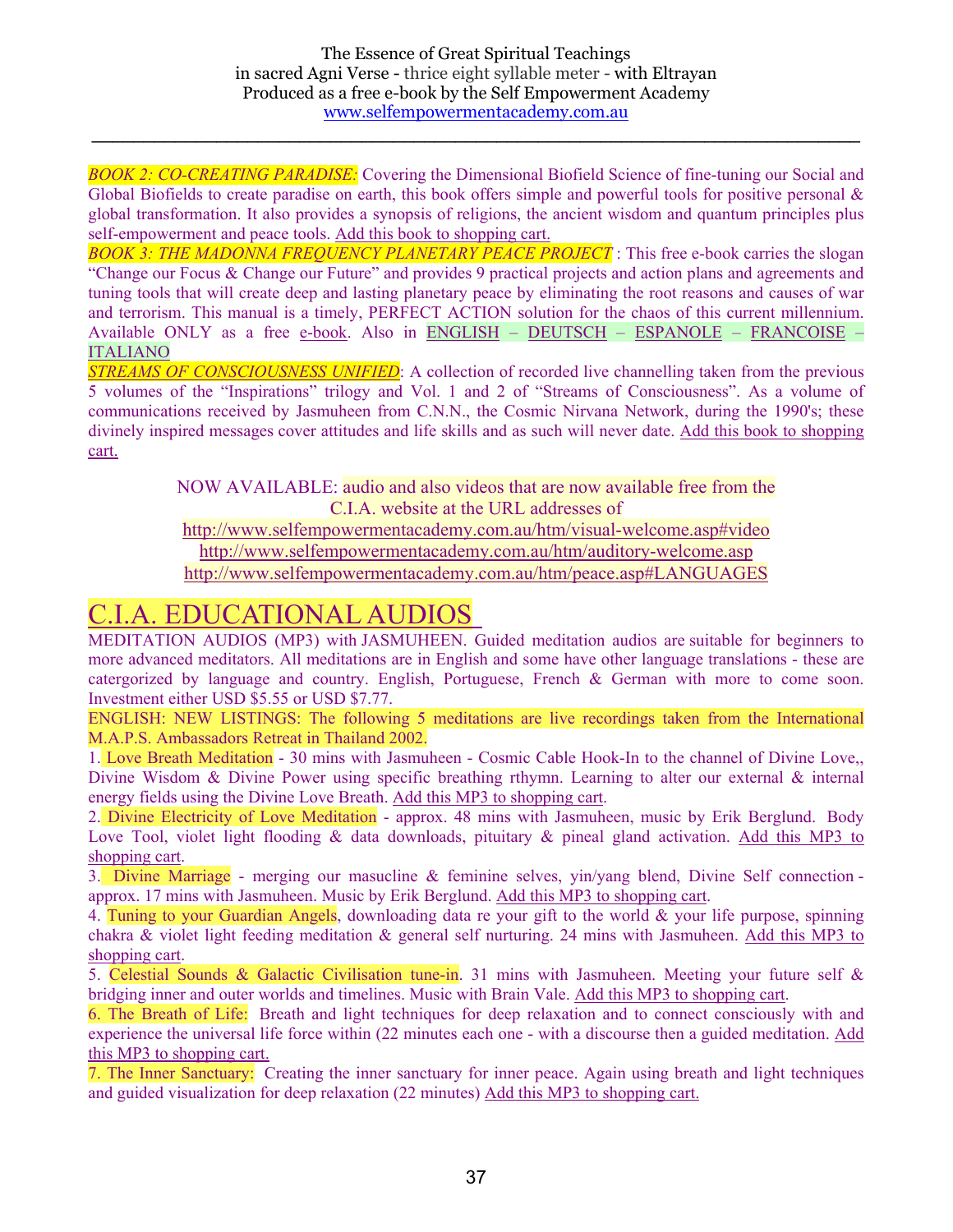*BOOK 2: CO-CREATING PARADISE:* Covering the Dimensional Biofield Science of fine-tuning our Social and Global Biofields to create paradise on earth, this book offers simple and powerful tools for positive personal & global transformation. It also provides a synopsis of religions, the ancient wisdom and quantum principles plus self-empowerment and peace tools. Add this book to shopping cart.

*BOOK 3: THE MADONNA FREQUENCY PLANETARY PEACE PROJECT* : This free e-book carries the slogan "Change our Focus & Change our Future" and provides 9 practical projects and action plans and agreements and tuning tools that will create deep and lasting planetary peace by eliminating the root reasons and causes of war and terrorism. This manual is a timely, PERFECT ACTION solution for the chaos of this current millennium. Available ONLY as a free e-book. Also in ENGLISH – DEUTSCH – ESPANOLE – FRANCOISE – ITALIANO

*STREAMS OF CONSCIOUSNESS UNIFIED*: A collection of recorded live channelling taken from the previous 5 volumes of the "Inspirations" trilogy and Vol. 1 and 2 of "Streams of Consciousness". As a volume of communications received by Jasmuheen from C.N.N., the Cosmic Nirvana Network, during the 1990's; these divinely inspired messages cover attitudes and life skills and as such will never date. Add this book to shopping cart.

NOW AVAILABLE: audio and also videos that are now available free from the C.I.A. website at the URL addresses of
http://www.selfempowermentacademy.com.au/htm/visual-welcome.asp#video
http://www.selfempowermentacademy.com.au/htm/auditory-welcome.asp
http://www.selfempowermentacademy.com.au/htm/peace.asp#LANGUAGES

# C.I.A. EDUCATIONAL AUDIOS

MEDITATION AUDIOS (MP3) with JASMUHEEN. Guided meditation audios are suitable for beginners to more advanced meditators. All meditations are in English and some have other language translations - these are catergorized by language and country. English, Portuguese, French & German with more to come soon. Investment either USD $5.55 or USD $7.77.

ENGLISH: NEW LISTINGS: The following 5 meditations are live recordings taken from the International M.A.P.S. Ambassadors Retreat in Thailand 2002.

1. Love Breath Meditation - 30 mins with Jasmuheen - Cosmic Cable Hook-In to the channel of Divine Love,, Divine Wisdom & Divine Power using specific breathing rthymn. Learning to alter our external & internal energy fields using the Divine Love Breath. Add this MP3 to shopping cart.
2. Divine Electricity of Love Meditation - approx. 48 mins with Jasmuheen, music by Erik Berglund. Body Love Tool, violet light flooding & data downloads, pituitary & pineal gland activation. Add this MP3 to shopping cart.
3. Divine Marriage - merging our masucline & feminine selves, yin/yang blend, Divine Self connection - approx. 17 mins with Jasmuheen. Music by Erik Berglund. Add this MP3 to shopping cart.
4. Tuning to your Guardian Angels, downloading data re your gift to the world & your life purpose, spinning chakra & violet light feeding meditation & general self nurturing. 24 mins with Jasmuheen. Add this MP3 to shopping cart.
5. Celestial Sounds & Galactic Civilisation tune-in. 31 mins with Jasmuheen. Meeting your future self & bridging inner and outer worlds and timelines. Music with Brain Vale. Add this MP3 to shopping cart.
6. The Breath of Life: Breath and light techniques for deep relaxation and to connect consciously with and experience the universal life force within (22 minutes each one - with a discourse then a guided meditation. Add this MP3 to shopping cart.
7. The Inner Sanctuary: Creating the inner sanctuary for inner peace. Again using breath and light techniques and guided visualization for deep relaxation (22 minutes) Add this MP3 to shopping cart.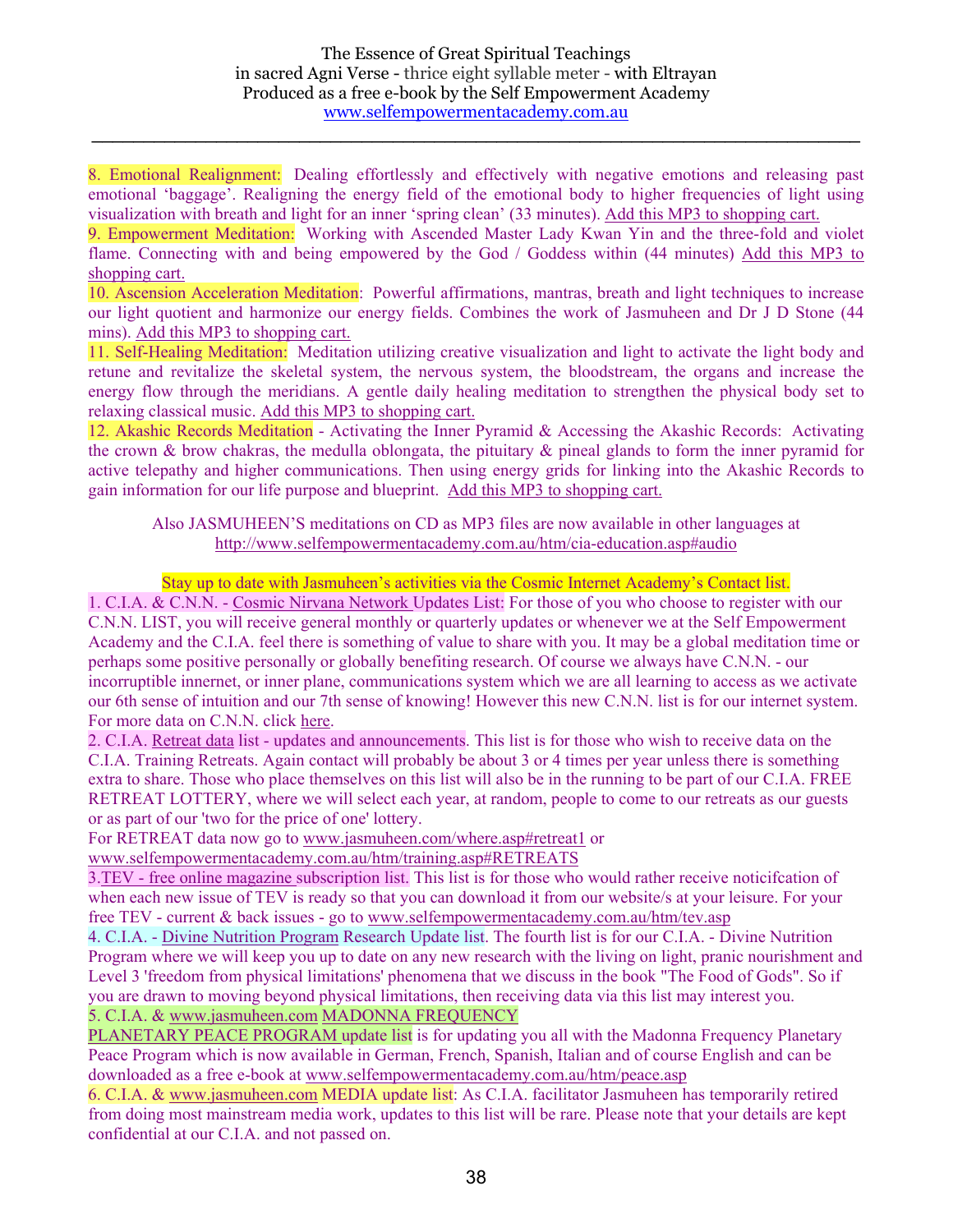8. Emotional Realignment: Dealing effortlessly and effectively with negative emotions and releasing past emotional 'baggage'. Realigning the energy field of the emotional body to higher frequencies of light using visualization with breath and light for an inner 'spring clean' (33 minutes). Add this MP3 to shopping cart.

9. Empowerment Meditation: Working with Ascended Master Lady Kwan Yin and the three-fold and violet flame. Connecting with and being empowered by the God / Goddess within (44 minutes) Add this MP3 to shopping cart.

10. Ascension Acceleration Meditation: Powerful affirmations, mantras, breath and light techniques to increase our light quotient and harmonize our energy fields. Combines the work of Jasmuheen and Dr J D Stone (44 mins). Add this MP3 to shopping cart.

11. Self-Healing Meditation: Meditation utilizing creative visualization and light to activate the light body and retune and revitalize the skeletal system, the nervous system, the bloodstream, the organs and increase the energy flow through the meridians. A gentle daily healing meditation to strengthen the physical body set to relaxing classical music. Add this MP3 to shopping cart.

12. Akashic Records Meditation - Activating the Inner Pyramid & Accessing the Akashic Records: Activating the crown & brow chakras, the medulla oblongata, the pituitary & pineal glands to form the inner pyramid for active telepathy and higher communications. Then using energy grids for linking into the Akashic Records to gain information for our life purpose and blueprint. Add this MP3 to shopping cart.

Also JASMUHEEN'S meditations on CD as MP3 files are now available in other languages at http://www.selfempowermentacademy.com.au/htm/cia-education.asp#audio

Stay up to date with Jasmuheen's activities via the Cosmic Internet Academy's Contact list.

1. C.I.A. & C.N.N. - Cosmic Nirvana Network Updates List: For those of you who choose to register with our C.N.N. LIST, you will receive general monthly or quarterly updates or whenever we at the Self Empowerment Academy and the C.I.A. feel there is something of value to share with you. It may be a global meditation time or perhaps some positive personally or globally benefiting research. Of course we always have C.N.N. - our incorruptible innernet, or inner plane, communications system which we are all learning to access as we activate our 6th sense of intuition and our 7th sense of knowing! However this new C.N.N. list is for our internet system. For more data on C.N.N. click here.

2. C.I.A. Retreat data list - updates and announcements. This list is for those who wish to receive data on the C.I.A. Training Retreats. Again contact will probably be about 3 or 4 times per year unless there is something extra to share. Those who place themselves on this list will also be in the running to be part of our C.I.A. FREE RETREAT LOTTERY, where we will select each year, at random, people to come to our retreats as our guests or as part of our 'two for the price of one' lottery.
For RETREAT data now go to www.jasmuheen.com/where.asp#retreat1 or www.selfempowermentacademy.com.au/htm/training.asp#RETREATS

3.TEV - free online magazine subscription list. This list is for those who would rather receive noticifcation of when each new issue of TEV is ready so that you can download it from our website/s at your leisure. For your free TEV - current & back issues - go to www.selfempowermentacademy.com.au/htm/tev.asp

4. C.I.A. - Divine Nutrition Program Research Update list. The fourth list is for our C.I.A. - Divine Nutrition Program where we will keep you up to date on any new research with the living on light, pranic nourishment and Level 3 'freedom from physical limitations' phenomena that we discuss in the book "The Food of Gods". So if you are drawn to moving beyond physical limitations, then receiving data via this list may interest you.

5. C.I.A. & www.jasmuheen.com MADONNA FREQUENCY PLANETARY PEACE PROGRAM update list is for updating you all with the Madonna Frequency Planetary Peace Program which is now available in German, French, Spanish, Italian and of course English and can be downloaded as a free e-book at www.selfempowermentacademy.com.au/htm/peace.asp

6. C.I.A. & www.jasmuheen.com MEDIA update list: As C.I.A. facilitator Jasmuheen has temporarily retired from doing most mainstream media work, updates to this list will be rare. Please note that your details are kept confidential at our C.I.A. and not passed on.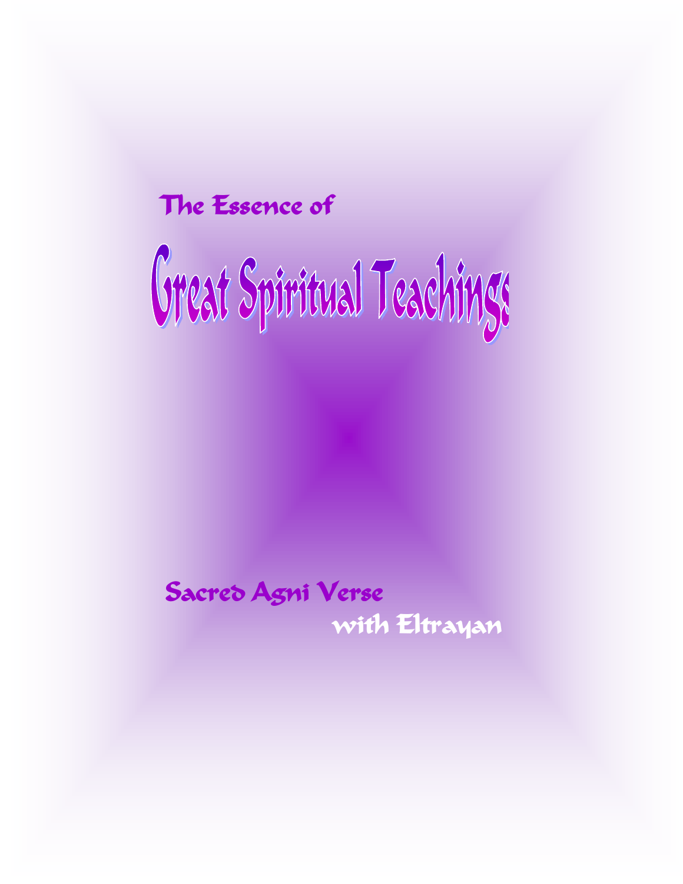The Essence of

# Great Spiritual Teachings

Sacred Agni Verse

with Eltrayan